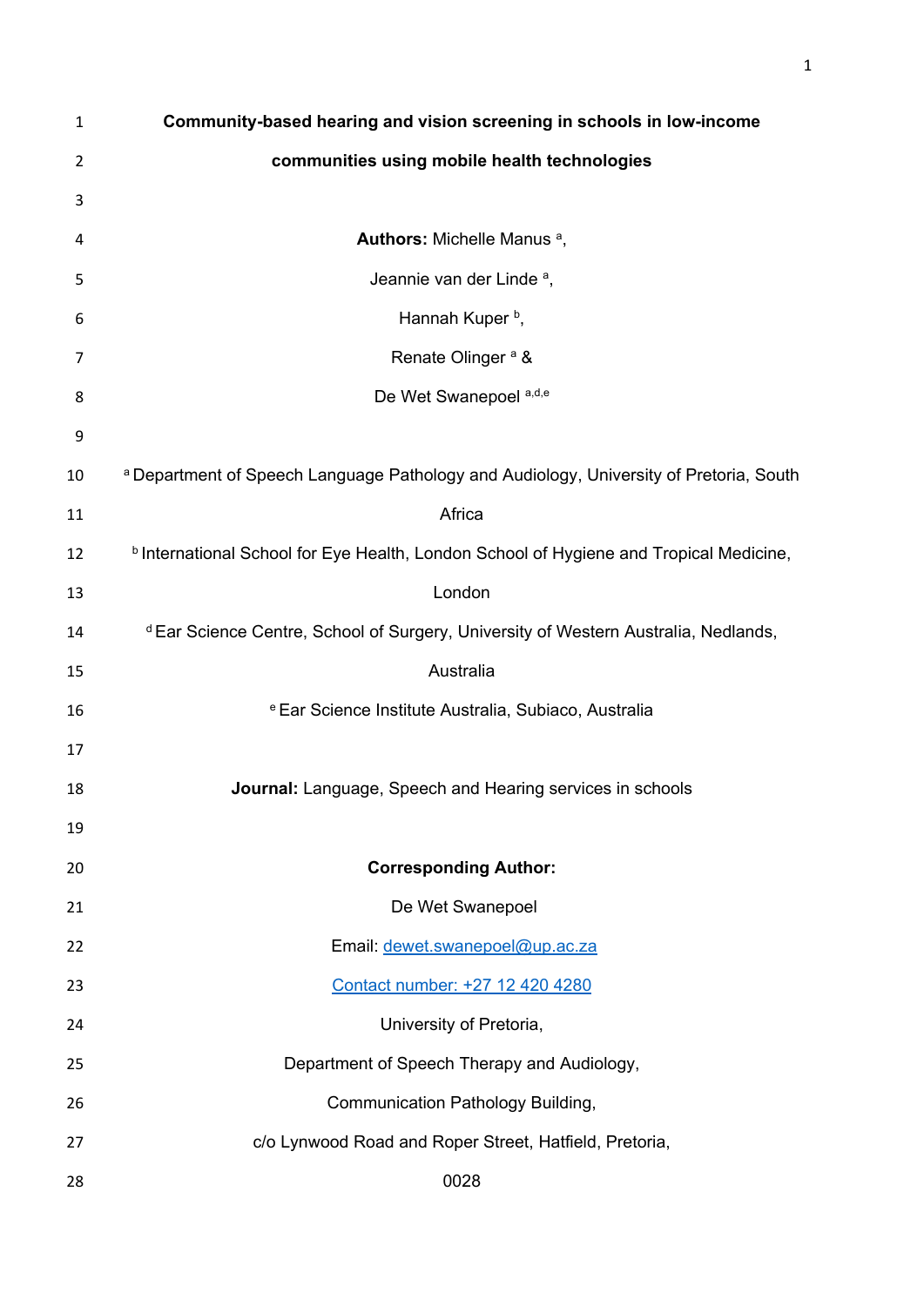# Community-based hearing and vision screening in schools in low-income communities using mobile health technologies

**Authors:** Michelle Manus [a],

Jeannie van der Linde [a],

Hannah Kuper [b],

Renate Olinger [a] &

De Wet Swanepoel [a,d,e]

[a] Department of Speech Language Pathology and Audiology, University of Pretoria, South Africa

[b] International School for Eye Health, London School of Hygiene and Tropical Medicine, London

[d] Ear Science Centre, School of Surgery, University of Western Australia, Nedlands, Australia

[e] Ear Science Institute Australia, Subiaco, Australia

**Journal:** Language, Speech and Hearing services in schools

**Corresponding Author:**

De Wet Swanepoel

Email: dewet.swanepoel@up.ac.za

Contact number: +27 12 420 4280

University of Pretoria,

Department of Speech Therapy and Audiology,

Communication Pathology Building,

c/o Lynwood Road and Roper Street, Hatfield, Pretoria,

0028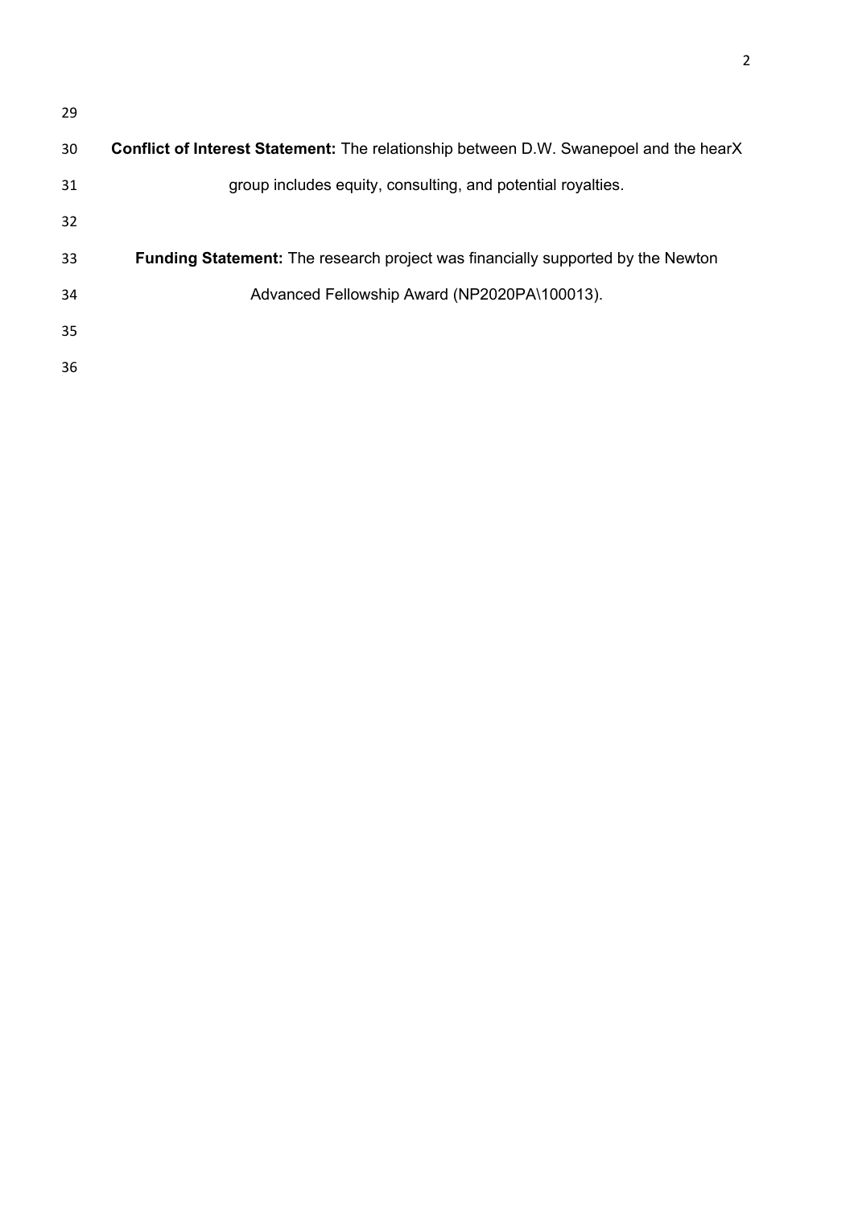**Conflict of Interest Statement:** The relationship between D.W. Swanepoel and the hearX group includes equity, consulting, and potential royalties.

**Funding Statement:** The research project was financially supported by the Newton Advanced Fellowship Award (NP2020PA\100013).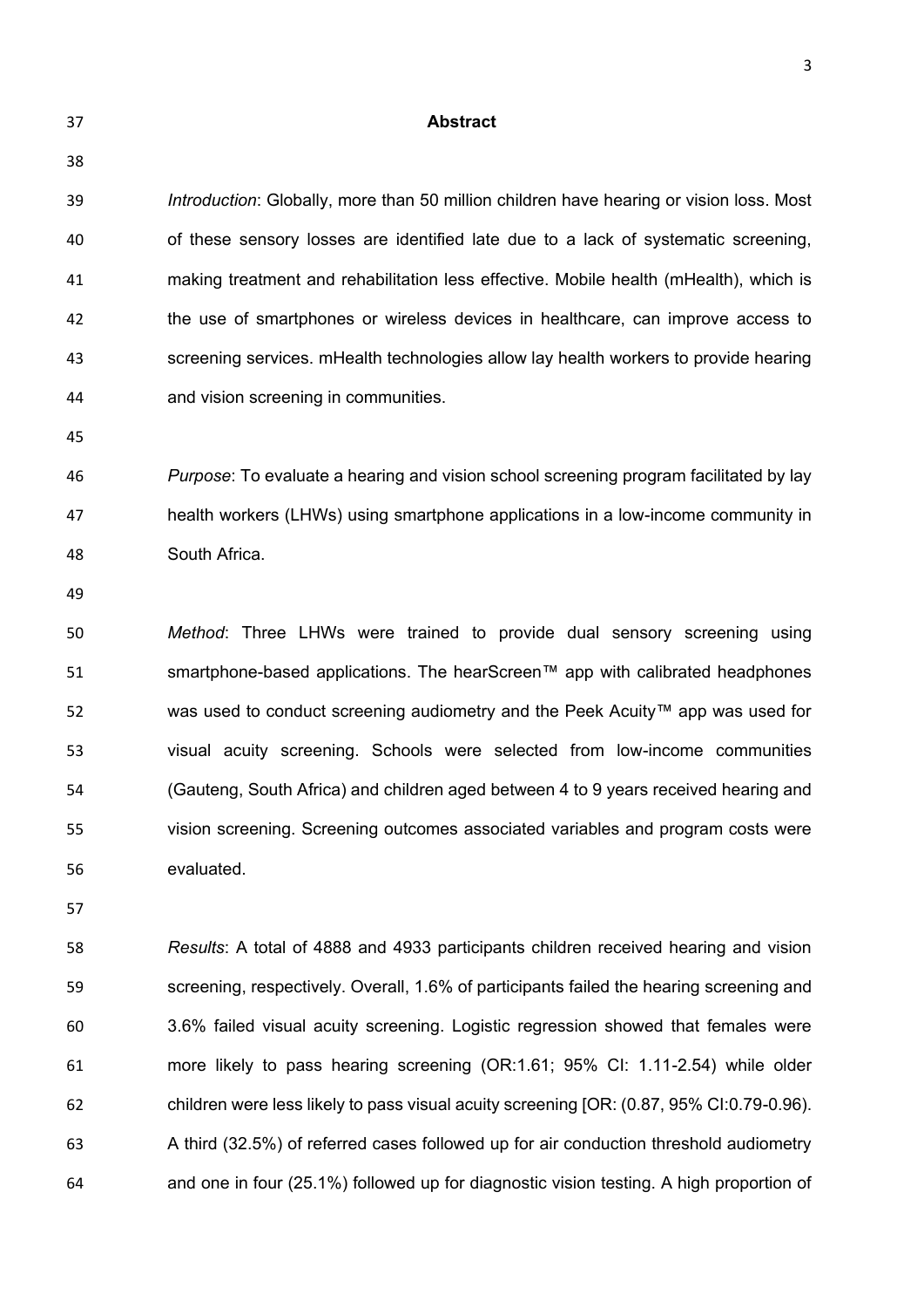## Abstract

*Introduction*: Globally, more than 50 million children have hearing or vision loss. Most of these sensory losses are identified late due to a lack of systematic screening, making treatment and rehabilitation less effective. Mobile health (mHealth), which is the use of smartphones or wireless devices in healthcare, can improve access to screening services. mHealth technologies allow lay health workers to provide hearing and vision screening in communities.

*Purpose*: To evaluate a hearing and vision school screening program facilitated by lay health workers (LHWs) using smartphone applications in a low-income community in South Africa.

*Method*: Three LHWs were trained to provide dual sensory screening using smartphone-based applications. The hearScreen™ app with calibrated headphones was used to conduct screening audiometry and the Peek Acuity™ app was used for visual acuity screening. Schools were selected from low-income communities (Gauteng, South Africa) and children aged between 4 to 9 years received hearing and vision screening. Screening outcomes associated variables and program costs were evaluated.

*Results*: A total of 4888 and 4933 participants children received hearing and vision screening, respectively. Overall, 1.6% of participants failed the hearing screening and 3.6% failed visual acuity screening. Logistic regression showed that females were more likely to pass hearing screening (OR:1.61; 95% CI: 1.11-2.54) while older children were less likely to pass visual acuity screening [OR: (0.87, 95% CI:0.79-0.96). A third (32.5%) of referred cases followed up for air conduction threshold audiometry and one in four (25.1%) followed up for diagnostic vision testing. A high proportion of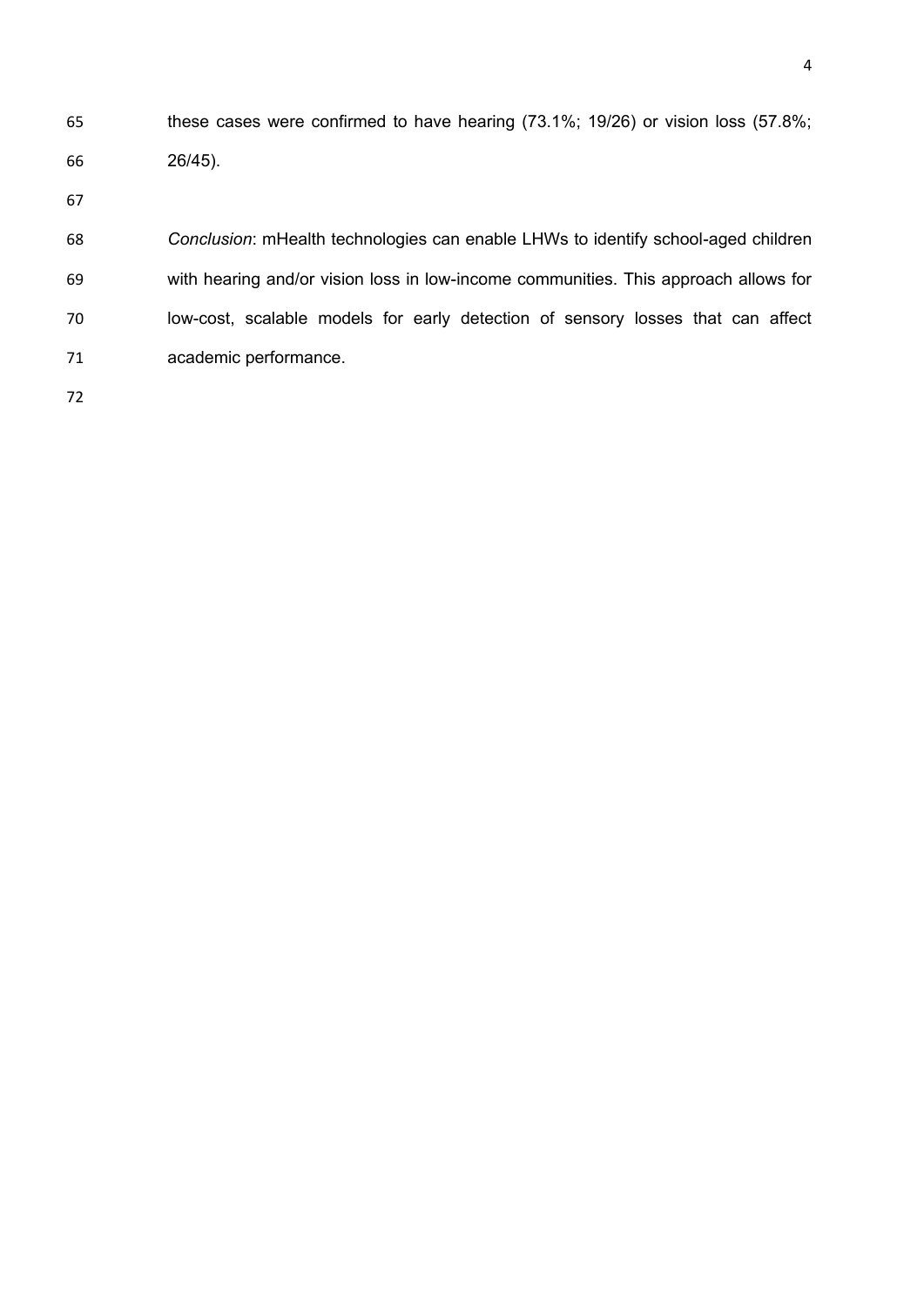these cases were confirmed to have hearing (73.1%; 19/26) or vision loss (57.8%; 26/45).

*Conclusion*: mHealth technologies can enable LHWs to identify school-aged children with hearing and/or vision loss in low-income communities. This approach allows for low-cost, scalable models for early detection of sensory losses that can affect academic performance.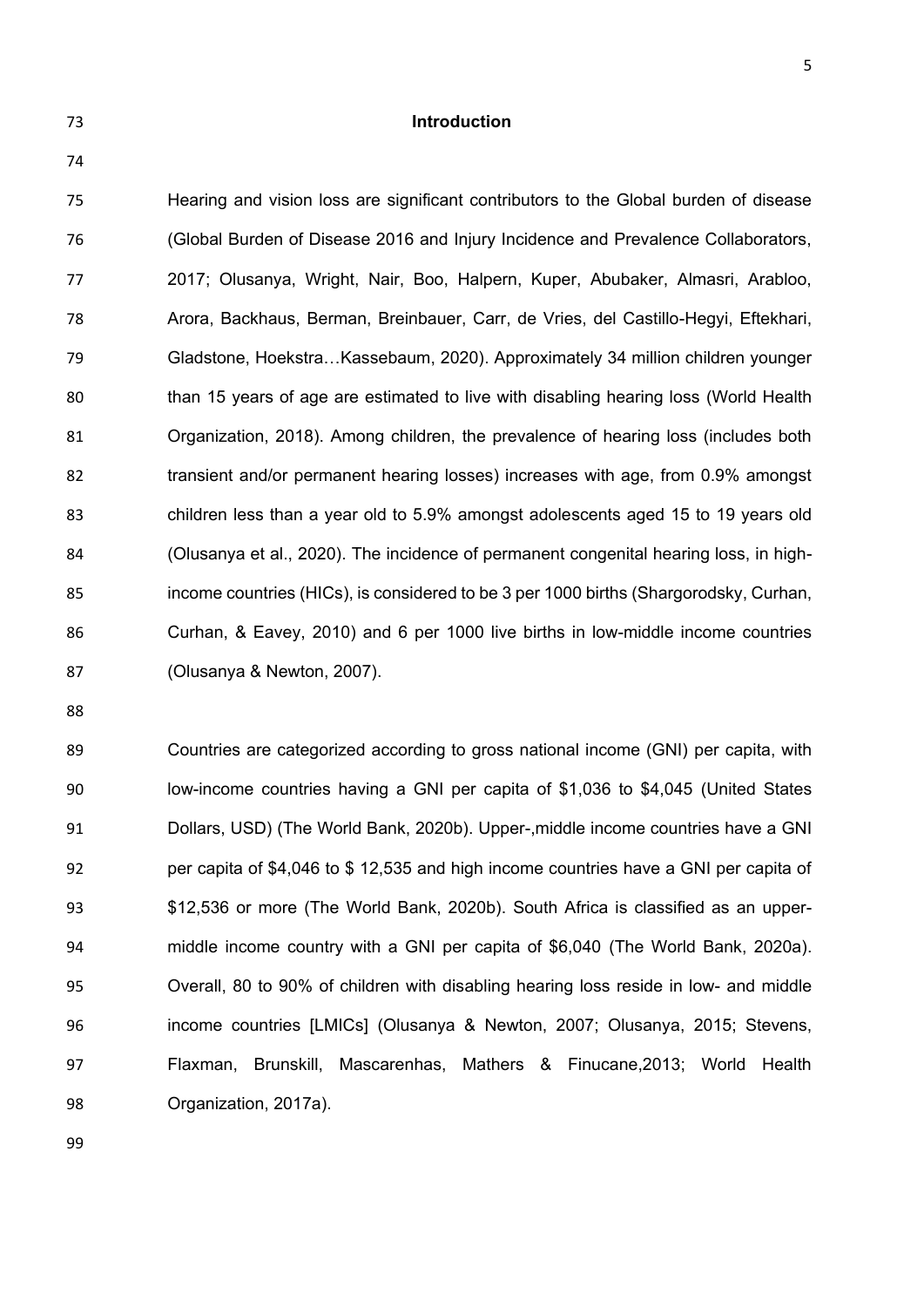## Introduction

Hearing and vision loss are significant contributors to the Global burden of disease (Global Burden of Disease 2016 and Injury Incidence and Prevalence Collaborators, 2017; Olusanya, Wright, Nair, Boo, Halpern, Kuper, Abubaker, Almasri, Arabloo, Arora, Backhaus, Berman, Breinbauer, Carr, de Vries, del Castillo-Hegyi, Eftekhari, Gladstone, Hoekstra…Kassebaum, 2020). Approximately 34 million children younger than 15 years of age are estimated to live with disabling hearing loss (World Health Organization, 2018). Among children, the prevalence of hearing loss (includes both transient and/or permanent hearing losses) increases with age, from 0.9% amongst children less than a year old to 5.9% amongst adolescents aged 15 to 19 years old (Olusanya et al., 2020). The incidence of permanent congenital hearing loss, in high-income countries (HICs), is considered to be 3 per 1000 births (Shargorodsky, Curhan, Curhan, & Eavey, 2010) and 6 per 1000 live births in low-middle income countries (Olusanya & Newton, 2007).

Countries are categorized according to gross national income (GNI) per capita, with low-income countries having a GNI per capita of $1,036 to $4,045 (United States Dollars, USD) (The World Bank, 2020b). Upper-,middle income countries have a GNI per capita of $4,046 to $ 12,535 and high income countries have a GNI per capita of $12,536 or more (The World Bank, 2020b). South Africa is classified as an upper-middle income country with a GNI per capita of $6,040 (The World Bank, 2020a). Overall, 80 to 90% of children with disabling hearing loss reside in low- and middle income countries [LMICs] (Olusanya & Newton, 2007; Olusanya, 2015; Stevens, Flaxman, Brunskill, Mascarenhas, Mathers & Finucane,2013; World Health Organization, 2017a).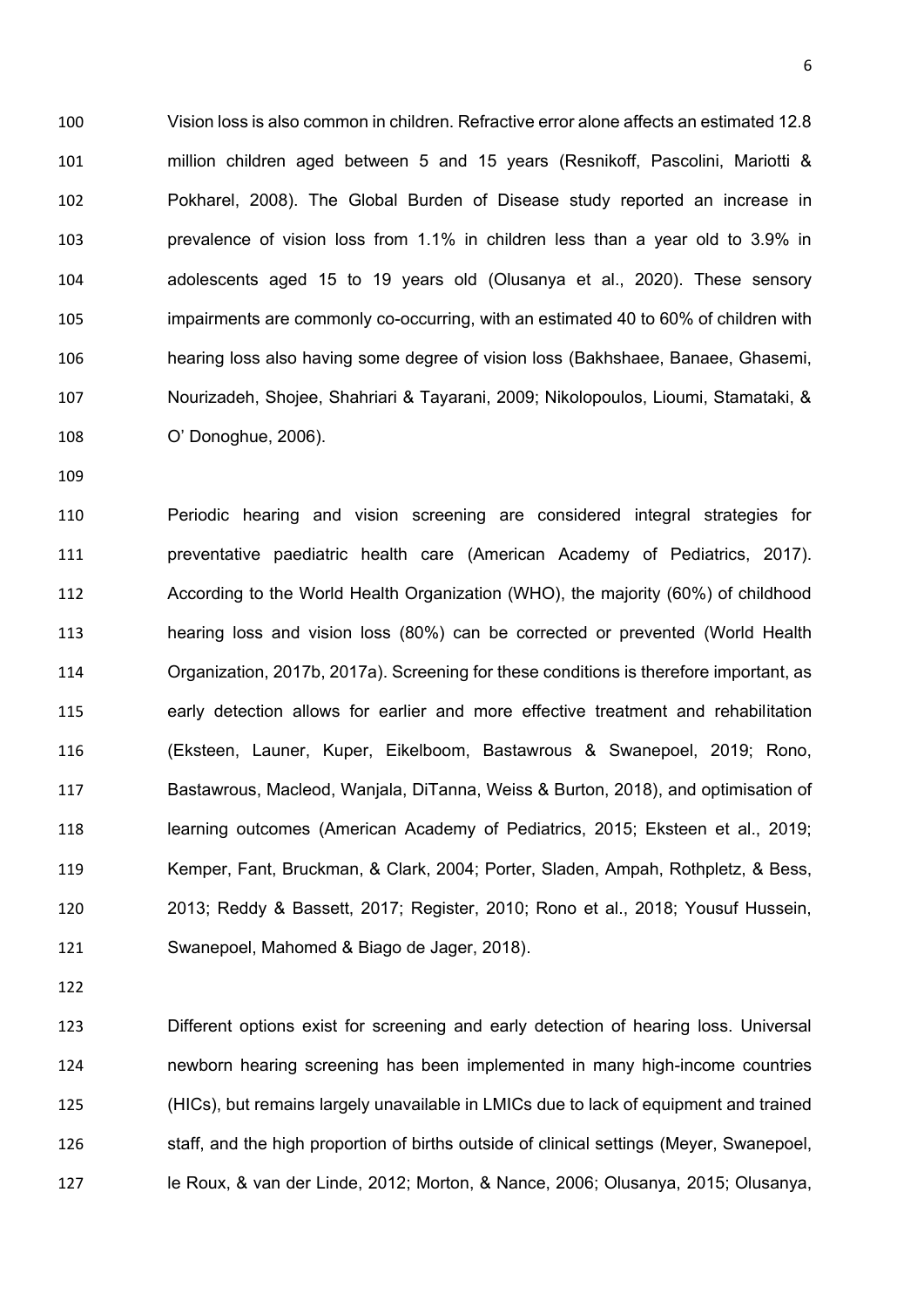Vision loss is also common in children. Refractive error alone affects an estimated 12.8 million children aged between 5 and 15 years (Resnikoff, Pascolini, Mariotti & Pokharel, 2008). The Global Burden of Disease study reported an increase in prevalence of vision loss from 1.1% in children less than a year old to 3.9% in adolescents aged 15 to 19 years old (Olusanya et al., 2020). These sensory impairments are commonly co-occurring, with an estimated 40 to 60% of children with hearing loss also having some degree of vision loss (Bakhshaee, Banaee, Ghasemi, Nourizadeh, Shojee, Shahriari & Tayarani, 2009; Nikolopoulos, Lioumi, Stamataki, & O' Donoghue, 2006).

Periodic hearing and vision screening are considered integral strategies for preventative paediatric health care (American Academy of Pediatrics, 2017). According to the World Health Organization (WHO), the majority (60%) of childhood hearing loss and vision loss (80%) can be corrected or prevented (World Health Organization, 2017b, 2017a). Screening for these conditions is therefore important, as early detection allows for earlier and more effective treatment and rehabilitation (Eksteen, Launer, Kuper, Eikelboom, Bastawrous & Swanepoel, 2019; Rono, Bastawrous, Macleod, Wanjala, DiTanna, Weiss & Burton, 2018), and optimisation of learning outcomes (American Academy of Pediatrics, 2015; Eksteen et al., 2019; Kemper, Fant, Bruckman, & Clark, 2004; Porter, Sladen, Ampah, Rothpletz, & Bess, 2013; Reddy & Bassett, 2017; Register, 2010; Rono et al., 2018; Yousuf Hussein, Swanepoel, Mahomed & Biago de Jager, 2018).

Different options exist for screening and early detection of hearing loss. Universal newborn hearing screening has been implemented in many high-income countries (HICs), but remains largely unavailable in LMICs due to lack of equipment and trained staff, and the high proportion of births outside of clinical settings (Meyer, Swanepoel, le Roux, & van der Linde, 2012; Morton, & Nance, 2006; Olusanya, 2015; Olusanya,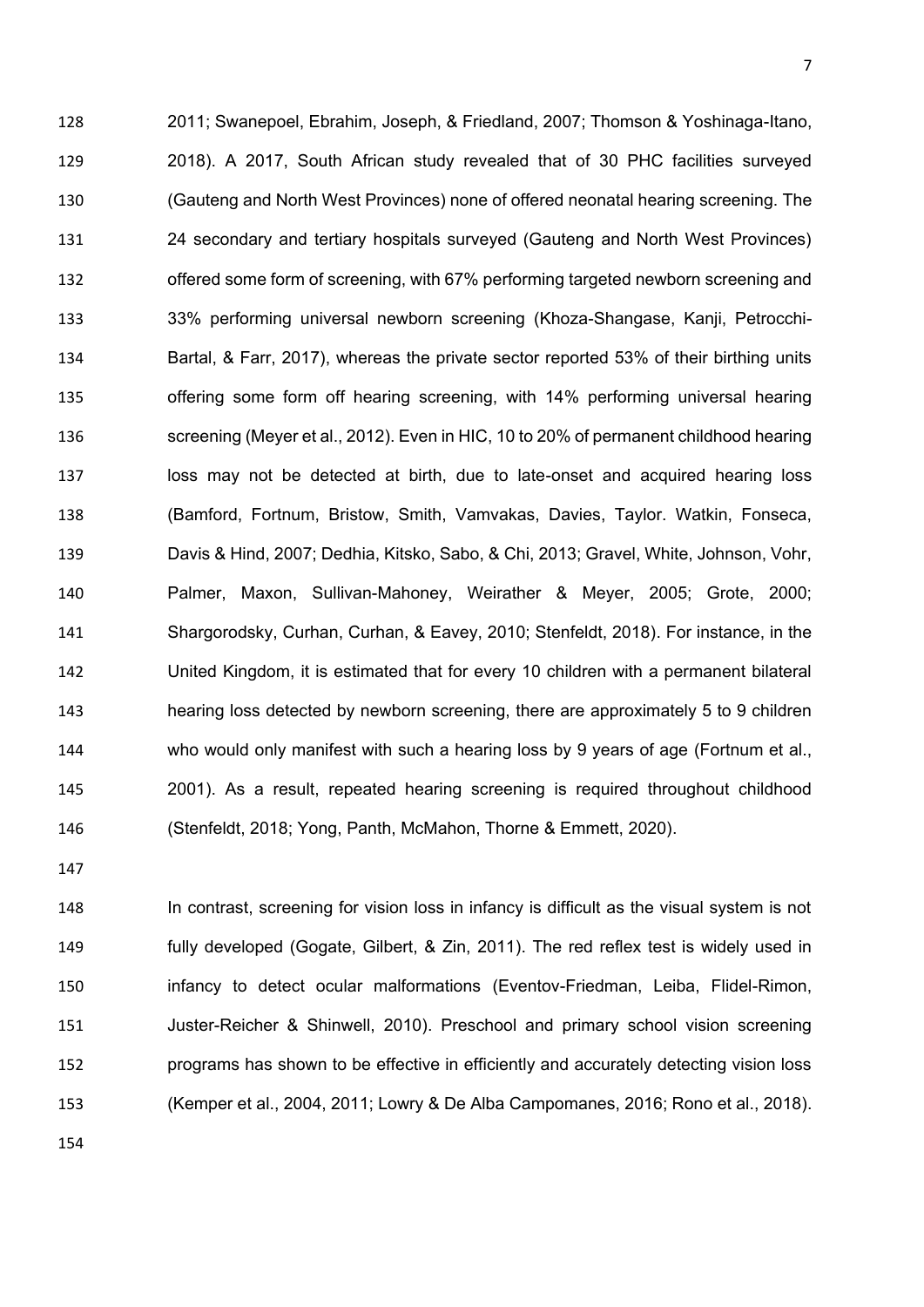2011; Swanepoel, Ebrahim, Joseph, & Friedland, 2007; Thomson & Yoshinaga-Itano, 2018). A 2017, South African study revealed that of 30 PHC facilities surveyed (Gauteng and North West Provinces) none of offered neonatal hearing screening. The 24 secondary and tertiary hospitals surveyed (Gauteng and North West Provinces) offered some form of screening, with 67% performing targeted newborn screening and 33% performing universal newborn screening (Khoza-Shangase, Kanji, Petrocchi-Bartal, & Farr, 2017), whereas the private sector reported 53% of their birthing units offering some form off hearing screening, with 14% performing universal hearing screening (Meyer et al., 2012). Even in HIC, 10 to 20% of permanent childhood hearing loss may not be detected at birth, due to late-onset and acquired hearing loss (Bamford, Fortnum, Bristow, Smith, Vamvakas, Davies, Taylor. Watkin, Fonseca, Davis & Hind, 2007; Dedhia, Kitsko, Sabo, & Chi, 2013; Gravel, White, Johnson, Vohr, Palmer, Maxon, Sullivan-Mahoney, Weirather & Meyer, 2005; Grote, 2000; Shargorodsky, Curhan, Curhan, & Eavey, 2010; Stenfeldt, 2018). For instance, in the United Kingdom, it is estimated that for every 10 children with a permanent bilateral hearing loss detected by newborn screening, there are approximately 5 to 9 children who would only manifest with such a hearing loss by 9 years of age (Fortnum et al., 2001). As a result, repeated hearing screening is required throughout childhood (Stenfeldt, 2018; Yong, Panth, McMahon, Thorne & Emmett, 2020).

In contrast, screening for vision loss in infancy is difficult as the visual system is not fully developed (Gogate, Gilbert, & Zin, 2011). The red reflex test is widely used in infancy to detect ocular malformations (Eventov-Friedman, Leiba, Flidel-Rimon, Juster-Reicher & Shinwell, 2010). Preschool and primary school vision screening programs has shown to be effective in efficiently and accurately detecting vision loss (Kemper et al., 2004, 2011; Lowry & De Alba Campomanes, 2016; Rono et al., 2018).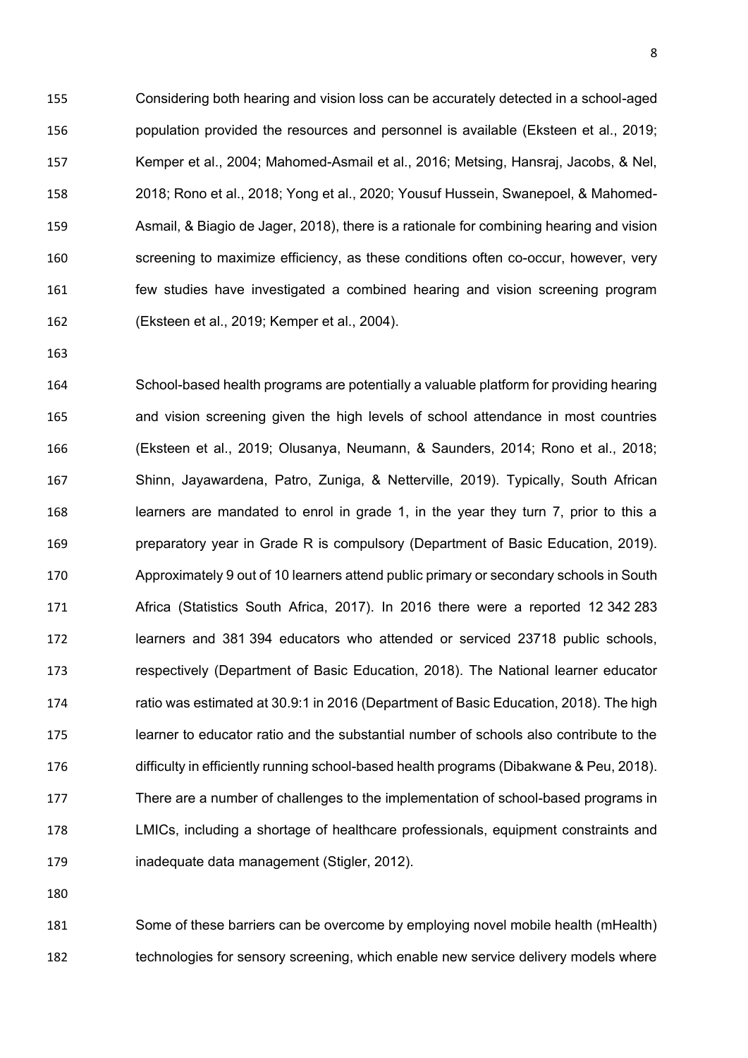Considering both hearing and vision loss can be accurately detected in a school-aged population provided the resources and personnel is available (Eksteen et al., 2019; Kemper et al., 2004; Mahomed-Asmail et al., 2016; Metsing, Hansraj, Jacobs, & Nel, 2018; Rono et al., 2018; Yong et al., 2020; Yousuf Hussein, Swanepoel, & Mahomed-Asmail, & Biagio de Jager, 2018), there is a rationale for combining hearing and vision screening to maximize efficiency, as these conditions often co-occur, however, very few studies have investigated a combined hearing and vision screening program (Eksteen et al., 2019; Kemper et al., 2004).

School-based health programs are potentially a valuable platform for providing hearing and vision screening given the high levels of school attendance in most countries (Eksteen et al., 2019; Olusanya, Neumann, & Saunders, 2014; Rono et al., 2018; Shinn, Jayawardena, Patro, Zuniga, & Netterville, 2019). Typically, South African learners are mandated to enrol in grade 1, in the year they turn 7, prior to this a preparatory year in Grade R is compulsory (Department of Basic Education, 2019). Approximately 9 out of 10 learners attend public primary or secondary schools in South Africa (Statistics South Africa, 2017). In 2016 there were a reported 12 342 283 learners and 381 394 educators who attended or serviced 23718 public schools, respectively (Department of Basic Education, 2018). The National learner educator ratio was estimated at 30.9:1 in 2016 (Department of Basic Education, 2018). The high learner to educator ratio and the substantial number of schools also contribute to the difficulty in efficiently running school-based health programs (Dibakwane & Peu, 2018). There are a number of challenges to the implementation of school-based programs in LMICs, including a shortage of healthcare professionals, equipment constraints and inadequate data management (Stigler, 2012).

Some of these barriers can be overcome by employing novel mobile health (mHealth) technologies for sensory screening, which enable new service delivery models where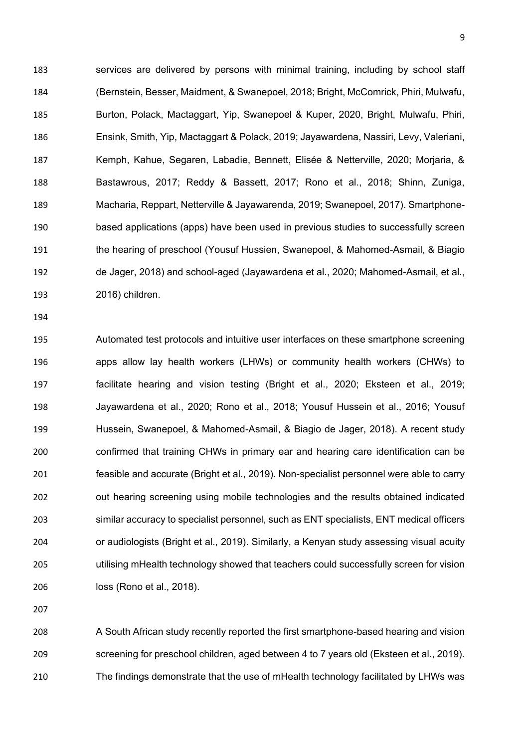services are delivered by persons with minimal training, including by school staff (Bernstein, Besser, Maidment, & Swanepoel, 2018; Bright, McComrick, Phiri, Mulwafu, Burton, Polack, Mactaggart, Yip, Swanepoel & Kuper, 2020, Bright, Mulwafu, Phiri, Ensink, Smith, Yip, Mactaggart & Polack, 2019; Jayawardena, Nassiri, Levy, Valeriani, Kemph, Kahue, Segaren, Labadie, Bennett, Elisée & Netterville, 2020; Morjaria, & Bastawrous, 2017; Reddy & Bassett, 2017; Rono et al., 2018; Shinn, Zuniga, Macharia, Reppart, Netterville & Jayawarenda, 2019; Swanepoel, 2017). Smartphone-based applications (apps) have been used in previous studies to successfully screen the hearing of preschool (Yousuf Hussien, Swanepoel, & Mahomed-Asmail, & Biagio de Jager, 2018) and school-aged (Jayawardena et al., 2020; Mahomed-Asmail, et al., 2016) children.

Automated test protocols and intuitive user interfaces on these smartphone screening apps allow lay health workers (LHWs) or community health workers (CHWs) to facilitate hearing and vision testing (Bright et al., 2020; Eksteen et al., 2019; Jayawardena et al., 2020; Rono et al., 2018; Yousuf Hussein et al., 2016; Yousuf Hussein, Swanepoel, & Mahomed-Asmail, & Biagio de Jager, 2018). A recent study confirmed that training CHWs in primary ear and hearing care identification can be feasible and accurate (Bright et al., 2019). Non-specialist personnel were able to carry out hearing screening using mobile technologies and the results obtained indicated similar accuracy to specialist personnel, such as ENT specialists, ENT medical officers or audiologists (Bright et al., 2019). Similarly, a Kenyan study assessing visual acuity utilising mHealth technology showed that teachers could successfully screen for vision loss (Rono et al., 2018).

A South African study recently reported the first smartphone-based hearing and vision screening for preschool children, aged between 4 to 7 years old (Eksteen et al., 2019). The findings demonstrate that the use of mHealth technology facilitated by LHWs was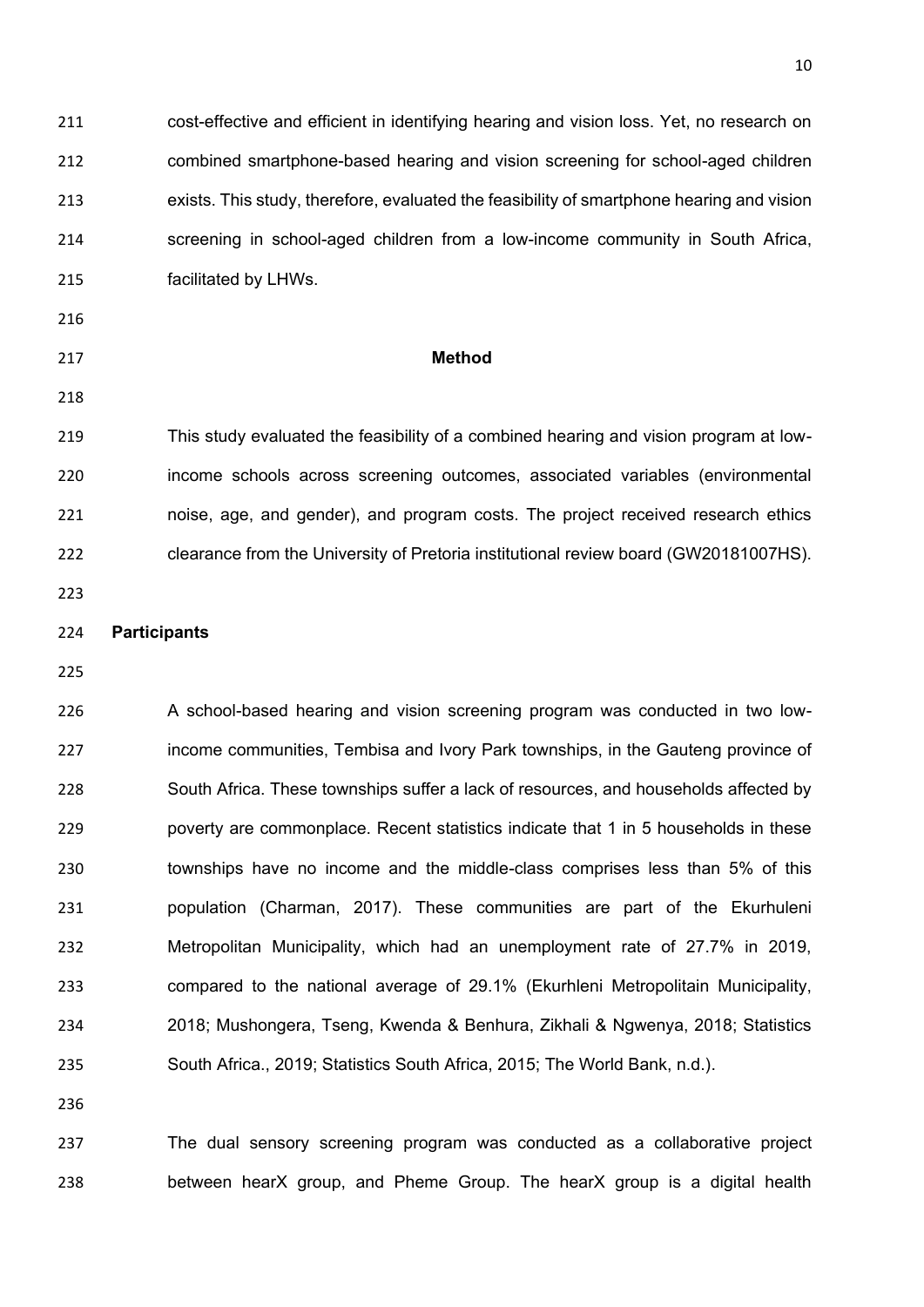cost-effective and efficient in identifying hearing and vision loss. Yet, no research on combined smartphone-based hearing and vision screening for school-aged children exists. This study, therefore, evaluated the feasibility of smartphone hearing and vision screening in school-aged children from a low-income community in South Africa, facilitated by LHWs.

## Method

This study evaluated the feasibility of a combined hearing and vision program at low-income schools across screening outcomes, associated variables (environmental noise, age, and gender), and program costs. The project received research ethics clearance from the University of Pretoria institutional review board (GW20181007HS).

### Participants

A school-based hearing and vision screening program was conducted in two low-income communities, Tembisa and Ivory Park townships, in the Gauteng province of South Africa. These townships suffer a lack of resources, and households affected by poverty are commonplace. Recent statistics indicate that 1 in 5 households in these townships have no income and the middle-class comprises less than 5% of this population (Charman, 2017). These communities are part of the Ekurhuleni Metropolitan Municipality, which had an unemployment rate of 27.7% in 2019, compared to the national average of 29.1% (Ekurhleni Metropolitain Municipality, 2018; Mushongera, Tseng, Kwenda & Benhura, Zikhali & Ngwenya, 2018; Statistics South Africa., 2019; Statistics South Africa, 2015; The World Bank, n.d.).

The dual sensory screening program was conducted as a collaborative project between hearX group, and Pheme Group. The hearX group is a digital health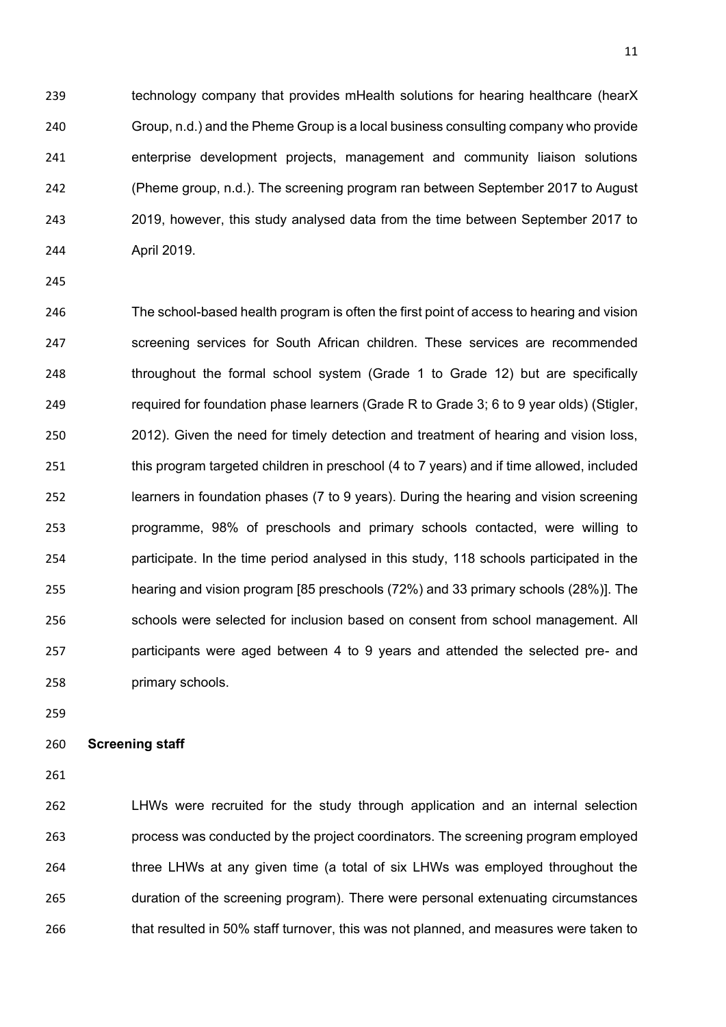technology company that provides mHealth solutions for hearing healthcare (hearX Group, n.d.) and the Pheme Group is a local business consulting company who provide enterprise development projects, management and community liaison solutions (Pheme group, n.d.). The screening program ran between September 2017 to August 2019, however, this study analysed data from the time between September 2017 to April 2019.

The school-based health program is often the first point of access to hearing and vision screening services for South African children. These services are recommended throughout the formal school system (Grade 1 to Grade 12) but are specifically required for foundation phase learners (Grade R to Grade 3; 6 to 9 year olds) (Stigler, 2012). Given the need for timely detection and treatment of hearing and vision loss, this program targeted children in preschool (4 to 7 years) and if time allowed, included learners in foundation phases (7 to 9 years). During the hearing and vision screening programme, 98% of preschools and primary schools contacted, were willing to participate. In the time period analysed in this study, 118 schools participated in the hearing and vision program [85 preschools (72%) and 33 primary schools (28%)]. The schools were selected for inclusion based on consent from school management. All participants were aged between 4 to 9 years and attended the selected pre- and primary schools.

**Screening staff**

LHWs were recruited for the study through application and an internal selection process was conducted by the project coordinators. The screening program employed three LHWs at any given time (a total of six LHWs was employed throughout the duration of the screening program). There were personal extenuating circumstances that resulted in 50% staff turnover, this was not planned, and measures were taken to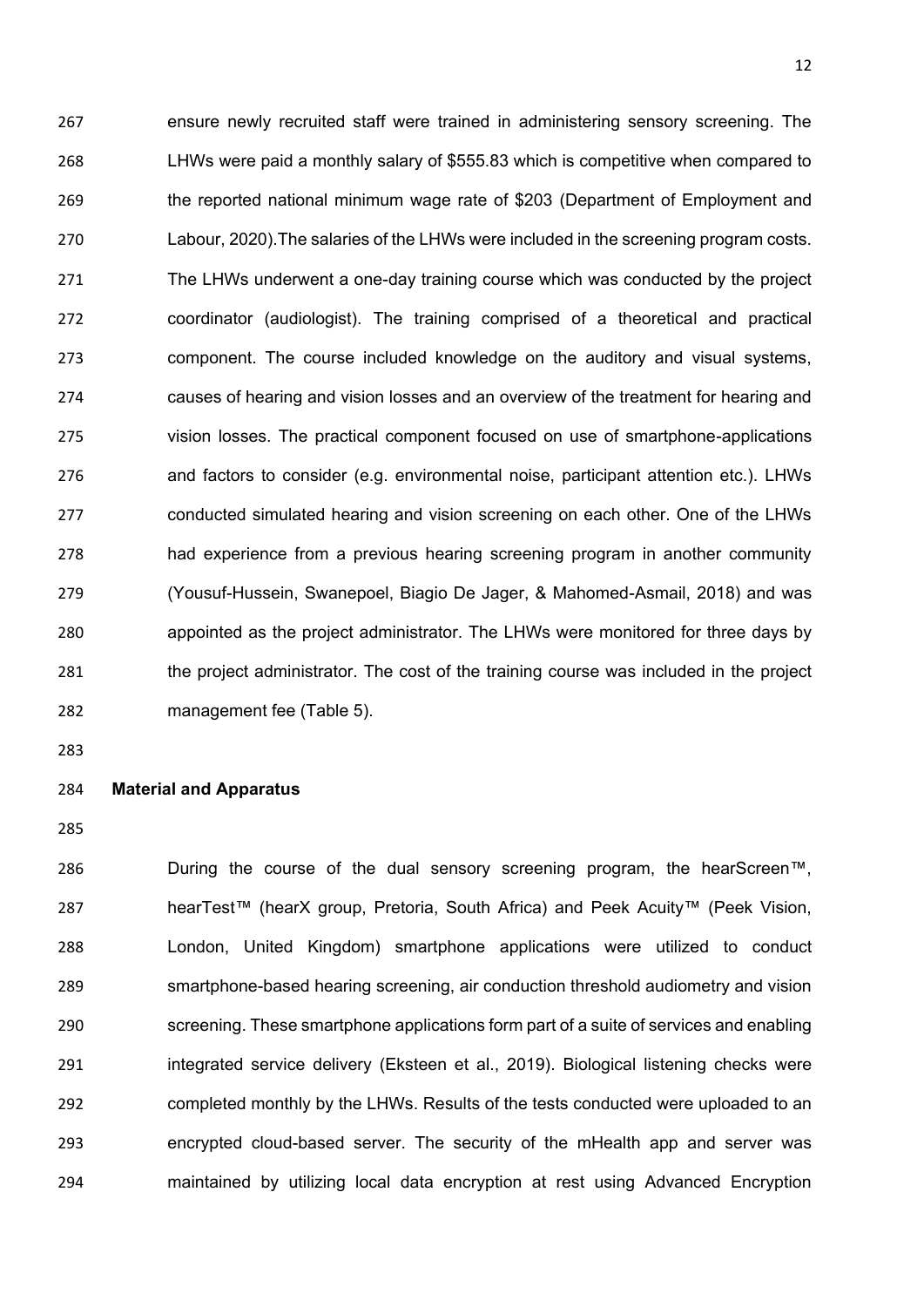ensure newly recruited staff were trained in administering sensory screening. The LHWs were paid a monthly salary of $555.83 which is competitive when compared to the reported national minimum wage rate of $203 (Department of Employment and Labour, 2020).The salaries of the LHWs were included in the screening program costs. The LHWs underwent a one-day training course which was conducted by the project coordinator (audiologist). The training comprised of a theoretical and practical component. The course included knowledge on the auditory and visual systems, causes of hearing and vision losses and an overview of the treatment for hearing and vision losses. The practical component focused on use of smartphone-applications and factors to consider (e.g. environmental noise, participant attention etc.). LHWs conducted simulated hearing and vision screening on each other. One of the LHWs had experience from a previous hearing screening program in another community (Yousuf-Hussein, Swanepoel, Biagio De Jager, & Mahomed-Asmail, 2018) and was appointed as the project administrator. The LHWs were monitored for three days by the project administrator. The cost of the training course was included in the project management fee (Table 5).

**Material and Apparatus**

During the course of the dual sensory screening program, the hearScreen™, hearTest™ (hearX group, Pretoria, South Africa) and Peek Acuity™ (Peek Vision, London, United Kingdom) smartphone applications were utilized to conduct smartphone-based hearing screening, air conduction threshold audiometry and vision screening. These smartphone applications form part of a suite of services and enabling integrated service delivery (Eksteen et al., 2019). Biological listening checks were completed monthly by the LHWs. Results of the tests conducted were uploaded to an encrypted cloud-based server. The security of the mHealth app and server was maintained by utilizing local data encryption at rest using Advanced Encryption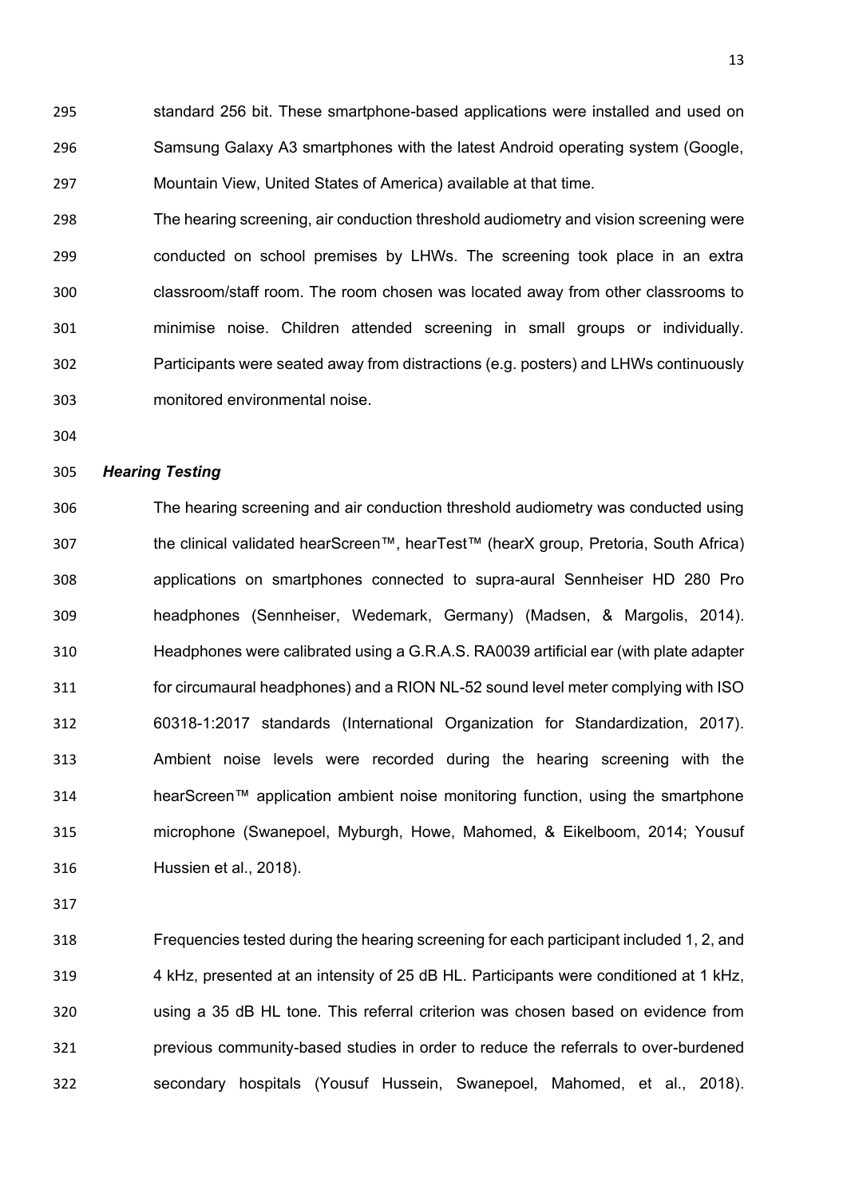standard 256 bit. These smartphone-based applications were installed and used on Samsung Galaxy A3 smartphones with the latest Android operating system (Google, Mountain View, United States of America) available at that time.

The hearing screening, air conduction threshold audiometry and vision screening were conducted on school premises by LHWs. The screening took place in an extra classroom/staff room. The room chosen was located away from other classrooms to minimise noise. Children attended screening in small groups or individually. Participants were seated away from distractions (e.g. posters) and LHWs continuously monitored environmental noise.

### *Hearing Testing*

The hearing screening and air conduction threshold audiometry was conducted using the clinical validated hearScreen™, hearTest™ (hearX group, Pretoria, South Africa) applications on smartphones connected to supra-aural Sennheiser HD 280 Pro headphones (Sennheiser, Wedemark, Germany) (Madsen, & Margolis, 2014). Headphones were calibrated using a G.R.A.S. RA0039 artificial ear (with plate adapter for circumaural headphones) and a RION NL-52 sound level meter complying with ISO 60318-1:2017 standards (International Organization for Standardization, 2017). Ambient noise levels were recorded during the hearing screening with the hearScreen™ application ambient noise monitoring function, using the smartphone microphone (Swanepoel, Myburgh, Howe, Mahomed, & Eikelboom, 2014; Yousuf Hussien et al., 2018).

Frequencies tested during the hearing screening for each participant included 1, 2, and 4 kHz, presented at an intensity of 25 dB HL. Participants were conditioned at 1 kHz, using a 35 dB HL tone. This referral criterion was chosen based on evidence from previous community-based studies in order to reduce the referrals to over-burdened secondary hospitals (Yousuf Hussein, Swanepoel, Mahomed, et al., 2018).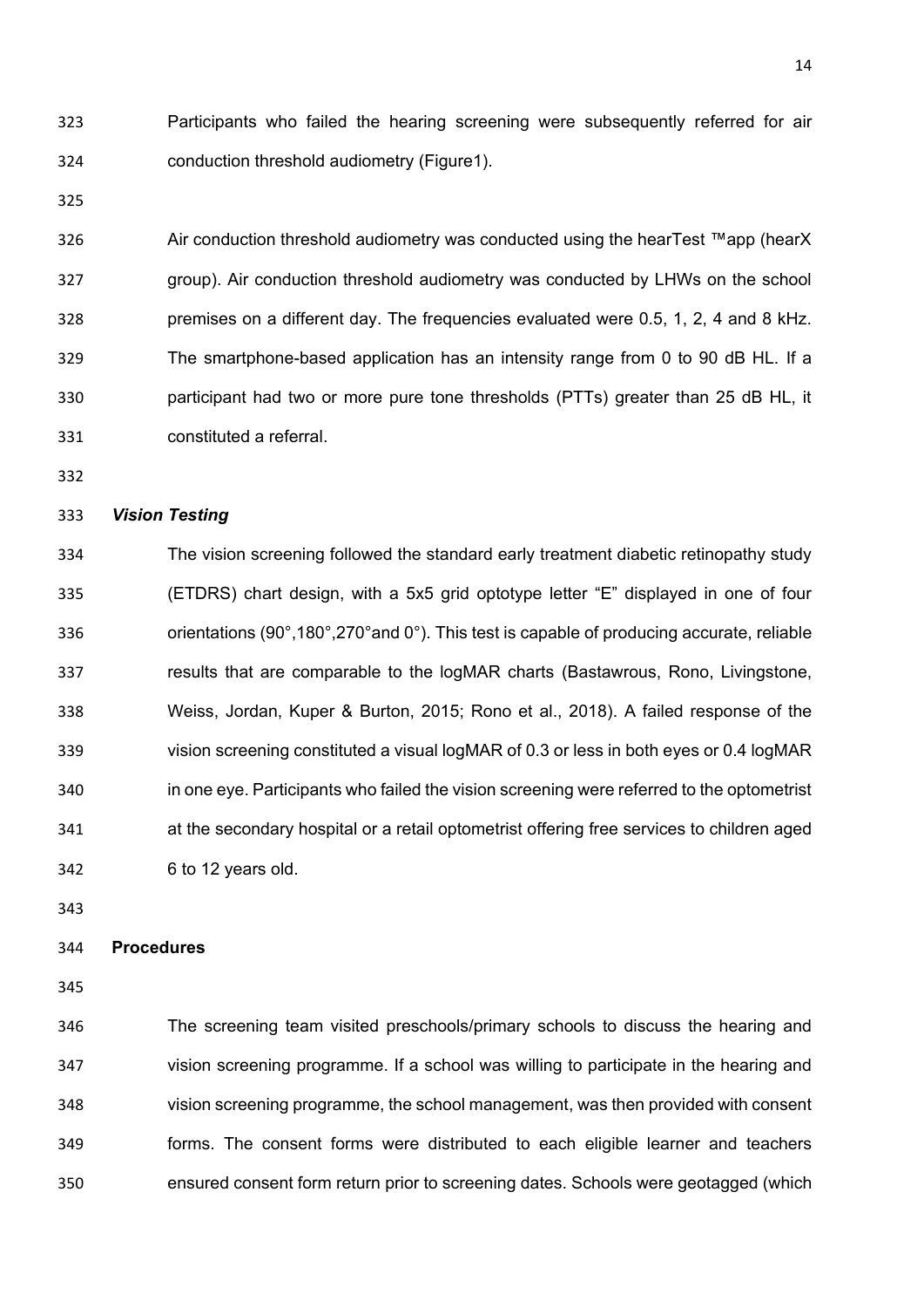Participants who failed the hearing screening were subsequently referred for air conduction threshold audiometry (Figure1).

Air conduction threshold audiometry was conducted using the hearTest ™app (hearX group). Air conduction threshold audiometry was conducted by LHWs on the school premises on a different day. The frequencies evaluated were 0.5, 1, 2, 4 and 8 kHz. The smartphone-based application has an intensity range from 0 to 90 dB HL. If a participant had two or more pure tone thresholds (PTTs) greater than 25 dB HL, it constituted a referral.

### *Vision Testing*

The vision screening followed the standard early treatment diabetic retinopathy study (ETDRS) chart design, with a 5x5 grid optotype letter "E" displayed in one of four orientations (90°,180°,270°and 0°). This test is capable of producing accurate, reliable results that are comparable to the logMAR charts (Bastawrous, Rono, Livingstone, Weiss, Jordan, Kuper & Burton, 2015; Rono et al., 2018). A failed response of the vision screening constituted a visual logMAR of 0.3 or less in both eyes or 0.4 logMAR in one eye. Participants who failed the vision screening were referred to the optometrist at the secondary hospital or a retail optometrist offering free services to children aged 6 to 12 years old.

## **Procedures**

The screening team visited preschools/primary schools to discuss the hearing and vision screening programme. If a school was willing to participate in the hearing and vision screening programme, the school management, was then provided with consent forms. The consent forms were distributed to each eligible learner and teachers ensured consent form return prior to screening dates. Schools were geotagged (which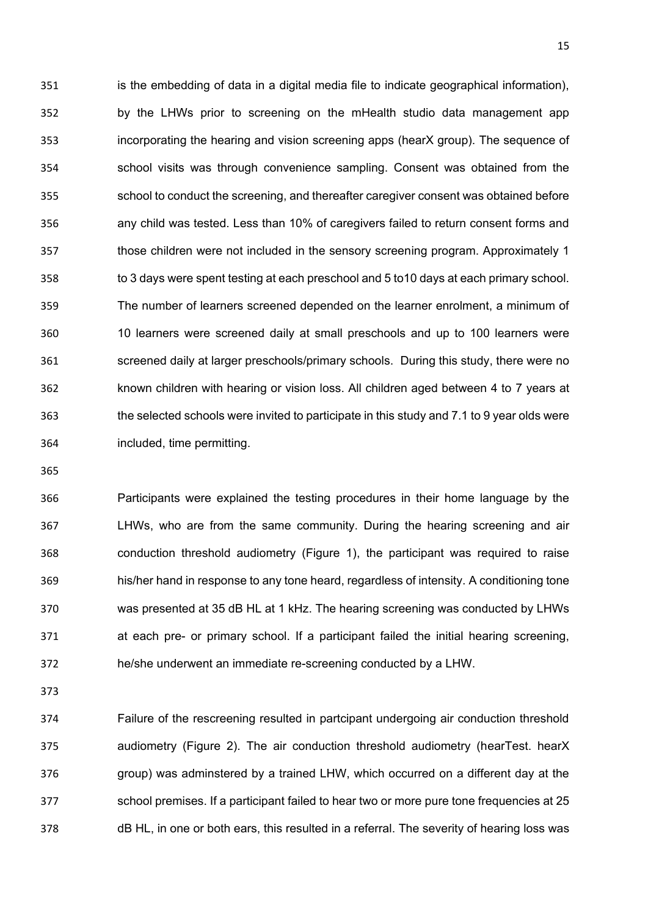is the embedding of data in a digital media file to indicate geographical information), by the LHWs prior to screening on the mHealth studio data management app incorporating the hearing and vision screening apps (hearX group). The sequence of school visits was through convenience sampling. Consent was obtained from the school to conduct the screening, and thereafter caregiver consent was obtained before any child was tested. Less than 10% of caregivers failed to return consent forms and those children were not included in the sensory screening program. Approximately 1 to 3 days were spent testing at each preschool and 5 to10 days at each primary school. The number of learners screened depended on the learner enrolment, a minimum of 10 learners were screened daily at small preschools and up to 100 learners were screened daily at larger preschools/primary schools. During this study, there were no known children with hearing or vision loss. All children aged between 4 to 7 years at the selected schools were invited to participate in this study and 7.1 to 9 year olds were included, time permitting.

Participants were explained the testing procedures in their home language by the LHWs, who are from the same community. During the hearing screening and air conduction threshold audiometry (Figure 1), the participant was required to raise his/her hand in response to any tone heard, regardless of intensity. A conditioning tone was presented at 35 dB HL at 1 kHz. The hearing screening was conducted by LHWs at each pre- or primary school. If a participant failed the initial hearing screening, he/she underwent an immediate re-screening conducted by a LHW.

Failure of the rescreening resulted in partcipant undergoing air conduction threshold audiometry (Figure 2). The air conduction threshold audiometry (hearTest. hearX group) was adminstered by a trained LHW, which occurred on a different day at the school premises. If a participant failed to hear two or more pure tone frequencies at 25 dB HL, in one or both ears, this resulted in a referral. The severity of hearing loss was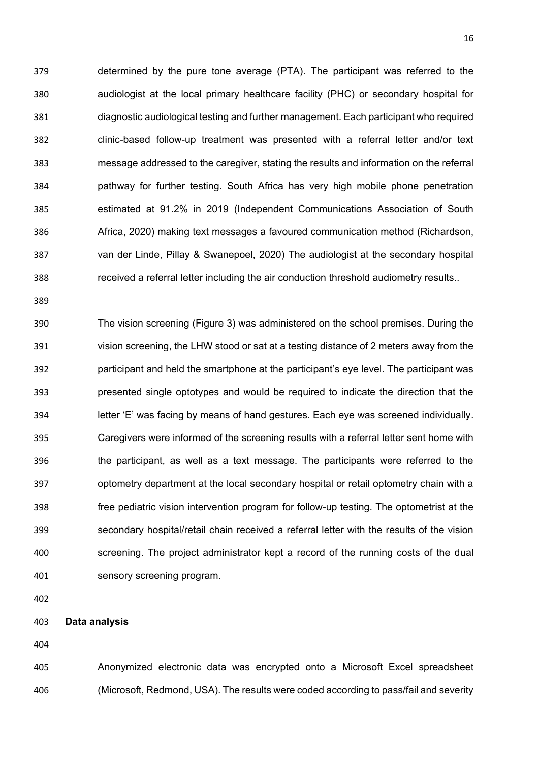determined by the pure tone average (PTA). The participant was referred to the audiologist at the local primary healthcare facility (PHC) or secondary hospital for diagnostic audiological testing and further management. Each participant who required clinic-based follow-up treatment was presented with a referral letter and/or text message addressed to the caregiver, stating the results and information on the referral pathway for further testing. South Africa has very high mobile phone penetration estimated at 91.2% in 2019 (Independent Communications Association of South Africa, 2020) making text messages a favoured communication method (Richardson, van der Linde, Pillay & Swanepoel, 2020) The audiologist at the secondary hospital received a referral letter including the air conduction threshold audiometry results..

The vision screening (Figure 3) was administered on the school premises. During the vision screening, the LHW stood or sat at a testing distance of 2 meters away from the participant and held the smartphone at the participant's eye level. The participant was presented single optotypes and would be required to indicate the direction that the letter 'E' was facing by means of hand gestures. Each eye was screened individually. Caregivers were informed of the screening results with a referral letter sent home with the participant, as well as a text message. The participants were referred to the optometry department at the local secondary hospital or retail optometry chain with a free pediatric vision intervention program for follow-up testing. The optometrist at the secondary hospital/retail chain received a referral letter with the results of the vision screening. The project administrator kept a record of the running costs of the dual sensory screening program.

**Data analysis**

Anonymized electronic data was encrypted onto a Microsoft Excel spreadsheet (Microsoft, Redmond, USA). The results were coded according to pass/fail and severity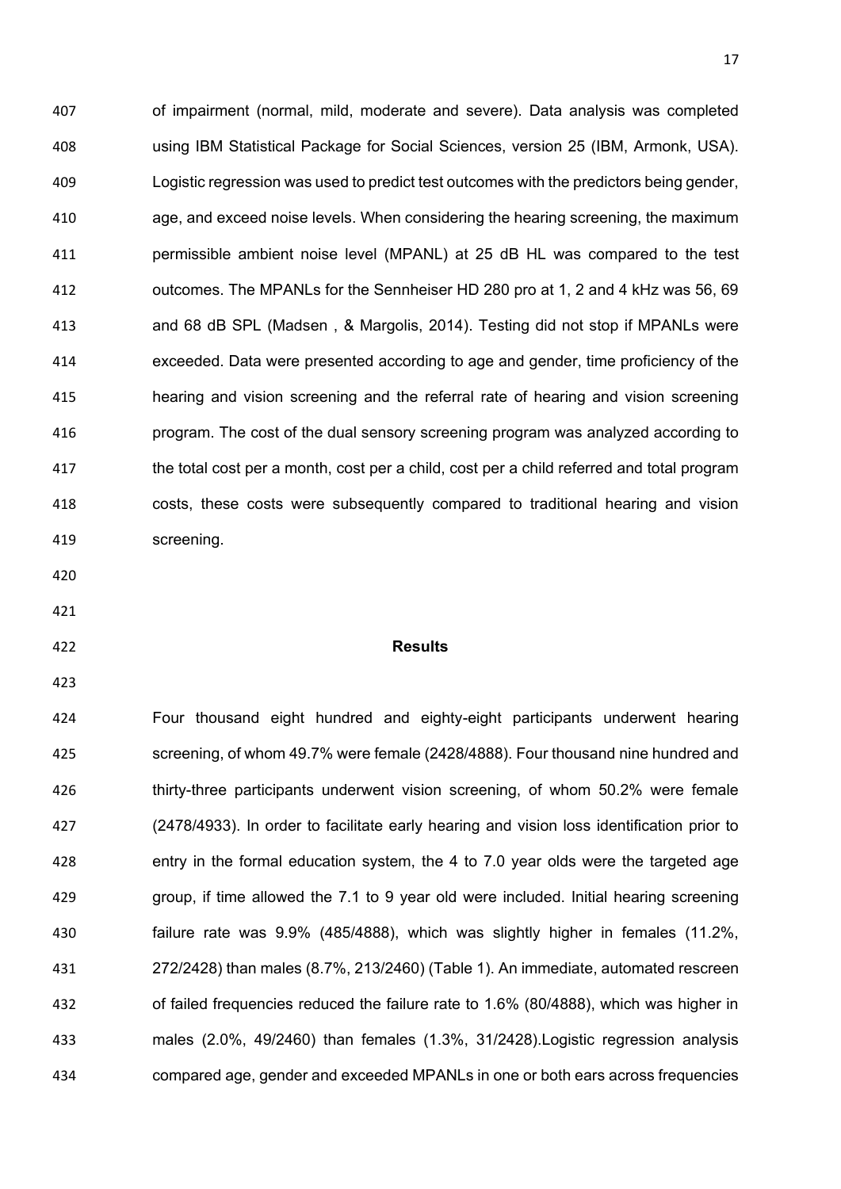of impairment (normal, mild, moderate and severe). Data analysis was completed using IBM Statistical Package for Social Sciences, version 25 (IBM, Armonk, USA). Logistic regression was used to predict test outcomes with the predictors being gender, age, and exceed noise levels. When considering the hearing screening, the maximum permissible ambient noise level (MPANL) at 25 dB HL was compared to the test outcomes. The MPANLs for the Sennheiser HD 280 pro at 1, 2 and 4 kHz was 56, 69 and 68 dB SPL (Madsen , & Margolis, 2014). Testing did not stop if MPANLs were exceeded. Data were presented according to age and gender, time proficiency of the hearing and vision screening and the referral rate of hearing and vision screening program. The cost of the dual sensory screening program was analyzed according to the total cost per a month, cost per a child, cost per a child referred and total program costs, these costs were subsequently compared to traditional hearing and vision screening.

## Results

Four thousand eight hundred and eighty-eight participants underwent hearing screening, of whom 49.7% were female (2428/4888). Four thousand nine hundred and thirty-three participants underwent vision screening, of whom 50.2% were female (2478/4933). In order to facilitate early hearing and vision loss identification prior to entry in the formal education system, the 4 to 7.0 year olds were the targeted age group, if time allowed the 7.1 to 9 year old were included. Initial hearing screening failure rate was 9.9% (485/4888), which was slightly higher in females (11.2%, 272/2428) than males (8.7%, 213/2460) (Table 1). An immediate, automated rescreen of failed frequencies reduced the failure rate to 1.6% (80/4888), which was higher in males (2.0%, 49/2460) than females (1.3%, 31/2428).Logistic regression analysis compared age, gender and exceeded MPANLs in one or both ears across frequencies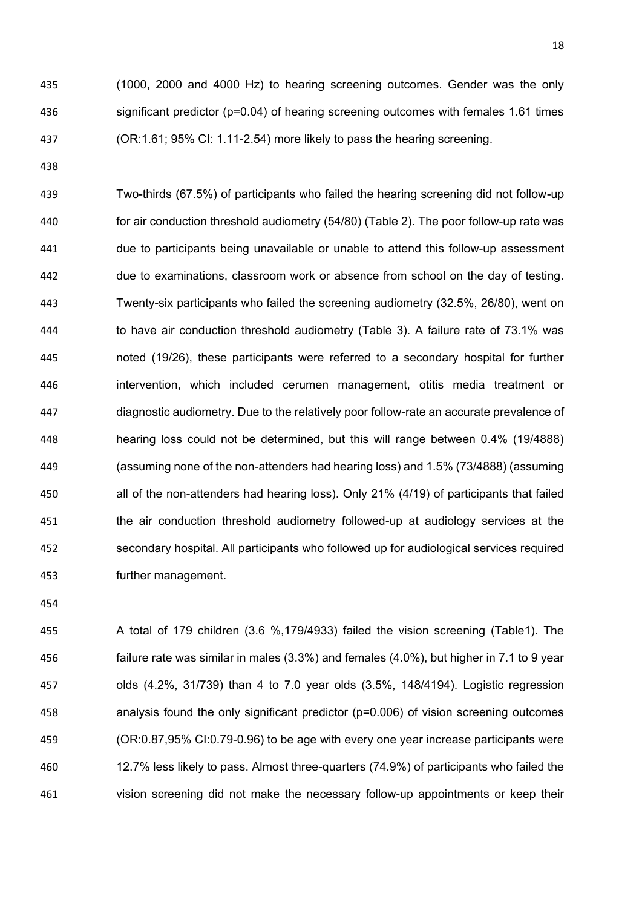(1000, 2000 and 4000 Hz) to hearing screening outcomes. Gender was the only significant predictor (p=0.04) of hearing screening outcomes with females 1.61 times (OR:1.61; 95% CI: 1.11-2.54) more likely to pass the hearing screening.

Two-thirds (67.5%) of participants who failed the hearing screening did not follow-up for air conduction threshold audiometry (54/80) (Table 2). The poor follow-up rate was due to participants being unavailable or unable to attend this follow-up assessment due to examinations, classroom work or absence from school on the day of testing. Twenty-six participants who failed the screening audiometry (32.5%, 26/80), went on to have air conduction threshold audiometry (Table 3). A failure rate of 73.1% was noted (19/26), these participants were referred to a secondary hospital for further intervention, which included cerumen management, otitis media treatment or diagnostic audiometry. Due to the relatively poor follow-rate an accurate prevalence of hearing loss could not be determined, but this will range between 0.4% (19/4888) (assuming none of the non-attenders had hearing loss) and 1.5% (73/4888) (assuming all of the non-attenders had hearing loss). Only 21% (4/19) of participants that failed the air conduction threshold audiometry followed-up at audiology services at the secondary hospital. All participants who followed up for audiological services required further management.

A total of 179 children (3.6 %,179/4933) failed the vision screening (Table1). The failure rate was similar in males (3.3%) and females (4.0%), but higher in 7.1 to 9 year olds (4.2%, 31/739) than 4 to 7.0 year olds (3.5%, 148/4194). Logistic regression analysis found the only significant predictor (p=0.006) of vision screening outcomes (OR:0.87,95% CI:0.79-0.96) to be age with every one year increase participants were 12.7% less likely to pass. Almost three-quarters (74.9%) of participants who failed the vision screening did not make the necessary follow-up appointments or keep their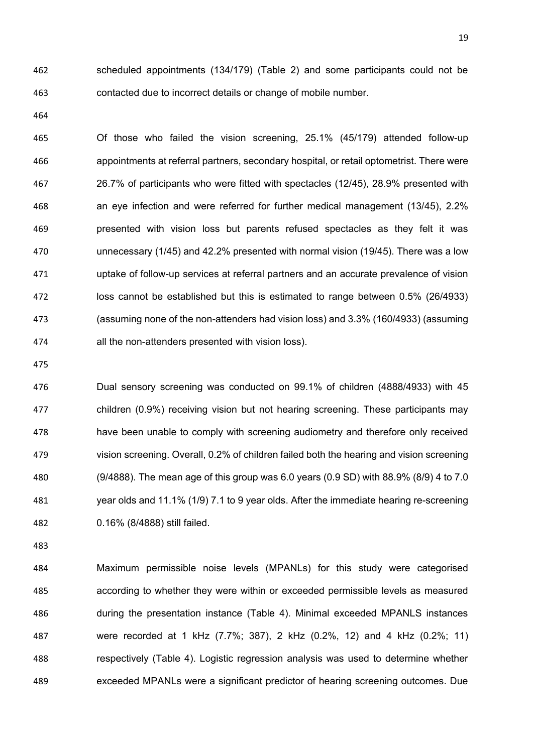scheduled appointments (134/179) (Table 2) and some participants could not be contacted due to incorrect details or change of mobile number.

Of those who failed the vision screening, 25.1% (45/179) attended follow-up appointments at referral partners, secondary hospital, or retail optometrist. There were 26.7% of participants who were fitted with spectacles (12/45), 28.9% presented with an eye infection and were referred for further medical management (13/45), 2.2% presented with vision loss but parents refused spectacles as they felt it was unnecessary (1/45) and 42.2% presented with normal vision (19/45). There was a low uptake of follow-up services at referral partners and an accurate prevalence of vision loss cannot be established but this is estimated to range between 0.5% (26/4933) (assuming none of the non-attenders had vision loss) and 3.3% (160/4933) (assuming all the non-attenders presented with vision loss).

Dual sensory screening was conducted on 99.1% of children (4888/4933) with 45 children (0.9%) receiving vision but not hearing screening. These participants may have been unable to comply with screening audiometry and therefore only received vision screening. Overall, 0.2% of children failed both the hearing and vision screening (9/4888). The mean age of this group was 6.0 years (0.9 SD) with 88.9% (8/9) 4 to 7.0 year olds and 11.1% (1/9) 7.1 to 9 year olds. After the immediate hearing re-screening 0.16% (8/4888) still failed.

Maximum permissible noise levels (MPANLs) for this study were categorised according to whether they were within or exceeded permissible levels as measured during the presentation instance (Table 4). Minimal exceeded MPANLS instances were recorded at 1 kHz (7.7%; 387), 2 kHz (0.2%, 12) and 4 kHz (0.2%; 11) respectively (Table 4). Logistic regression analysis was used to determine whether exceeded MPANLs were a significant predictor of hearing screening outcomes. Due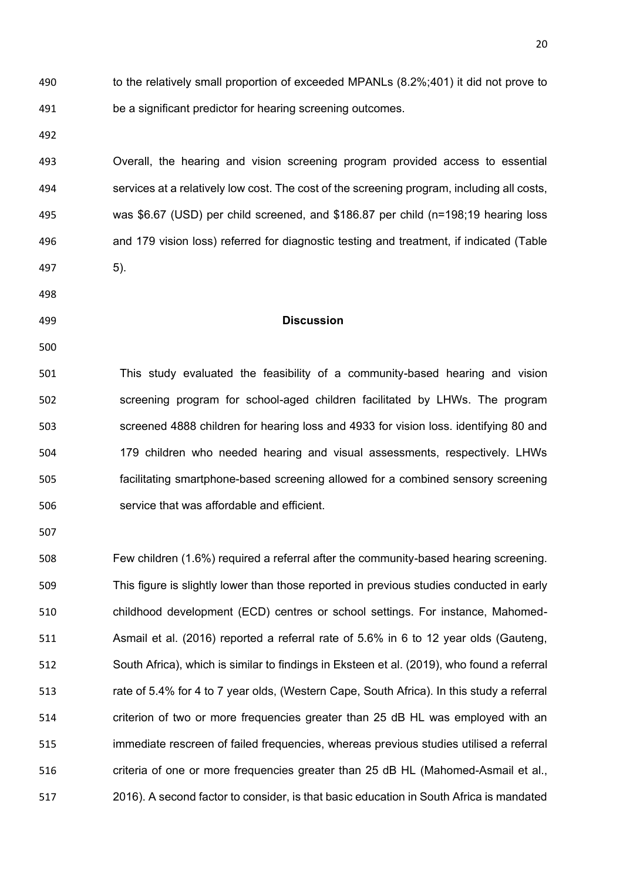to the relatively small proportion of exceeded MPANLs (8.2%;401) it did not prove to be a significant predictor for hearing screening outcomes.

Overall, the hearing and vision screening program provided access to essential services at a relatively low cost. The cost of the screening program, including all costs, was \$6.67 (USD) per child screened, and \$186.87 per child (n=198;19 hearing loss and 179 vision loss) referred for diagnostic testing and treatment, if indicated (Table 5).

## Discussion

This study evaluated the feasibility of a community-based hearing and vision screening program for school-aged children facilitated by LHWs. The program screened 4888 children for hearing loss and 4933 for vision loss. identifying 80 and 179 children who needed hearing and visual assessments, respectively. LHWs facilitating smartphone-based screening allowed for a combined sensory screening service that was affordable and efficient.

Few children (1.6%) required a referral after the community-based hearing screening. This figure is slightly lower than those reported in previous studies conducted in early childhood development (ECD) centres or school settings. For instance, Mahomed-Asmail et al. (2016) reported a referral rate of 5.6% in 6 to 12 year olds (Gauteng, South Africa), which is similar to findings in Eksteen et al. (2019), who found a referral rate of 5.4% for 4 to 7 year olds, (Western Cape, South Africa). In this study a referral criterion of two or more frequencies greater than 25 dB HL was employed with an immediate rescreen of failed frequencies, whereas previous studies utilised a referral criteria of one or more frequencies greater than 25 dB HL (Mahomed-Asmail et al., 2016). A second factor to consider, is that basic education in South Africa is mandated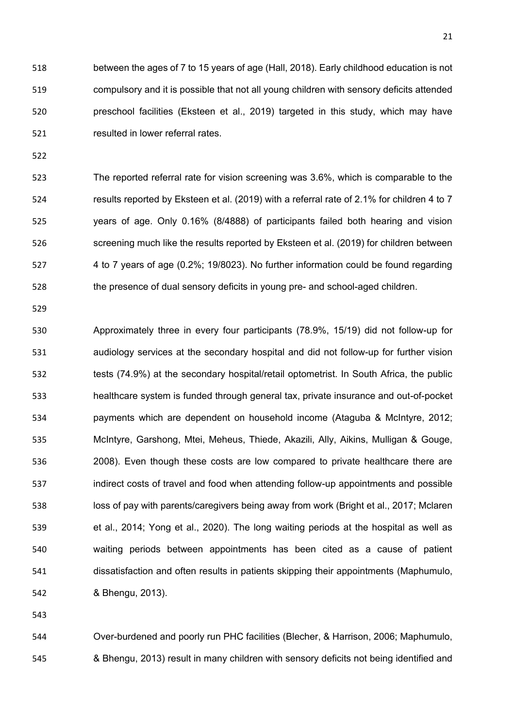between the ages of 7 to 15 years of age (Hall, 2018). Early childhood education is not compulsory and it is possible that not all young children with sensory deficits attended preschool facilities (Eksteen et al., 2019) targeted in this study, which may have resulted in lower referral rates.

The reported referral rate for vision screening was 3.6%, which is comparable to the results reported by Eksteen et al. (2019) with a referral rate of 2.1% for children 4 to 7 years of age. Only 0.16% (8/4888) of participants failed both hearing and vision screening much like the results reported by Eksteen et al. (2019) for children between 4 to 7 years of age (0.2%; 19/8023). No further information could be found regarding the presence of dual sensory deficits in young pre- and school-aged children.

Approximately three in every four participants (78.9%, 15/19) did not follow-up for audiology services at the secondary hospital and did not follow-up for further vision tests (74.9%) at the secondary hospital/retail optometrist. In South Africa, the public healthcare system is funded through general tax, private insurance and out-of-pocket payments which are dependent on household income (Ataguba & McIntyre, 2012; McIntyre, Garshong, Mtei, Meheus, Thiede, Akazili, Ally, Aikins, Mulligan & Gouge, 2008). Even though these costs are low compared to private healthcare there are indirect costs of travel and food when attending follow-up appointments and possible loss of pay with parents/caregivers being away from work (Bright et al., 2017; Mclaren et al., 2014; Yong et al., 2020). The long waiting periods at the hospital as well as waiting periods between appointments has been cited as a cause of patient dissatisfaction and often results in patients skipping their appointments (Maphumulo, & Bhengu, 2013).

Over-burdened and poorly run PHC facilities (Blecher, & Harrison, 2006; Maphumulo, & Bhengu, 2013) result in many children with sensory deficits not being identified and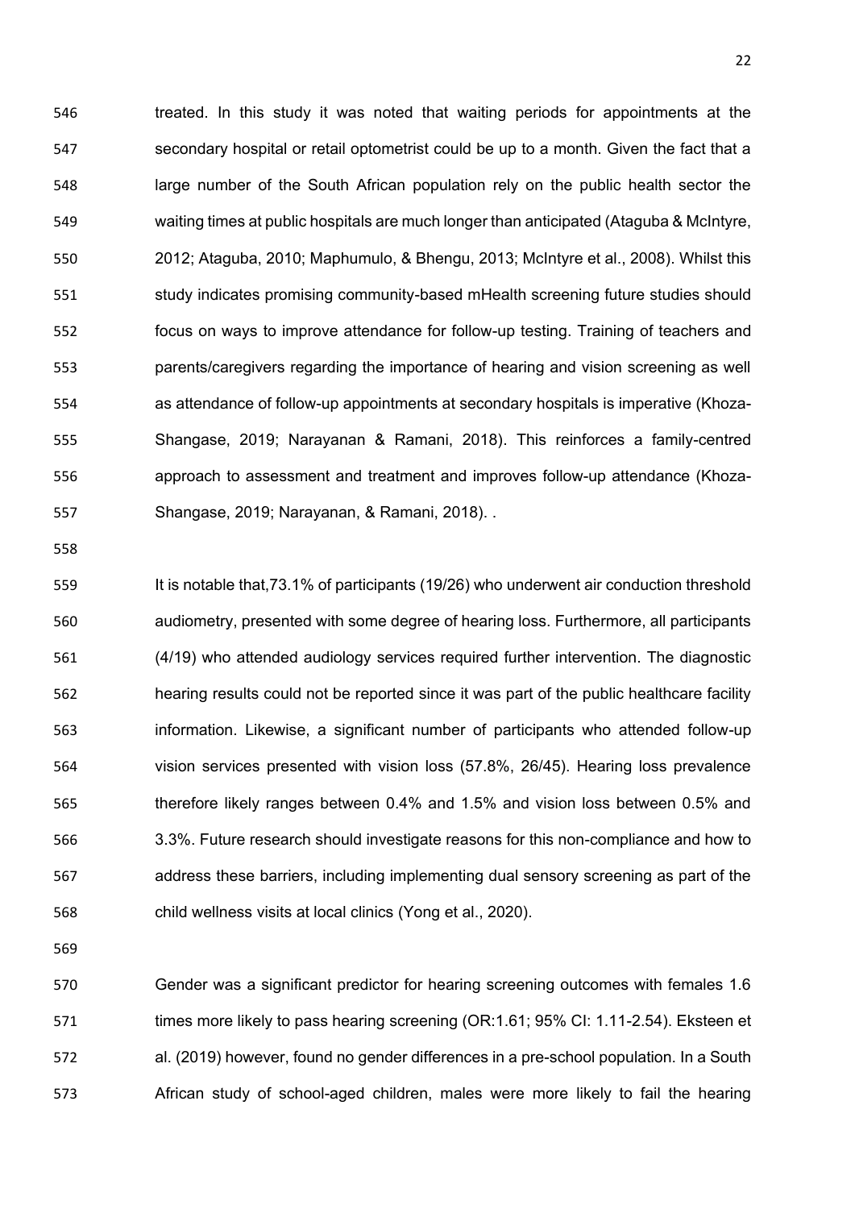treated. In this study it was noted that waiting periods for appointments at the secondary hospital or retail optometrist could be up to a month. Given the fact that a large number of the South African population rely on the public health sector the waiting times at public hospitals are much longer than anticipated (Ataguba & McIntyre, 2012; Ataguba, 2010; Maphumulo, & Bhengu, 2013; McIntyre et al., 2008). Whilst this study indicates promising community-based mHealth screening future studies should focus on ways to improve attendance for follow-up testing. Training of teachers and parents/caregivers regarding the importance of hearing and vision screening as well as attendance of follow-up appointments at secondary hospitals is imperative (Khoza-Shangase, 2019; Narayanan & Ramani, 2018). This reinforces a family-centred approach to assessment and treatment and improves follow-up attendance (Khoza-Shangase, 2019; Narayanan, & Ramani, 2018). .

It is notable that,73.1% of participants (19/26) who underwent air conduction threshold audiometry, presented with some degree of hearing loss. Furthermore, all participants (4/19) who attended audiology services required further intervention. The diagnostic hearing results could not be reported since it was part of the public healthcare facility information. Likewise, a significant number of participants who attended follow-up vision services presented with vision loss (57.8%, 26/45). Hearing loss prevalence therefore likely ranges between 0.4% and 1.5% and vision loss between 0.5% and 3.3%. Future research should investigate reasons for this non-compliance and how to address these barriers, including implementing dual sensory screening as part of the child wellness visits at local clinics (Yong et al., 2020).

Gender was a significant predictor for hearing screening outcomes with females 1.6 times more likely to pass hearing screening (OR:1.61; 95% CI: 1.11-2.54). Eksteen et al. (2019) however, found no gender differences in a pre-school population. In a South African study of school-aged children, males were more likely to fail the hearing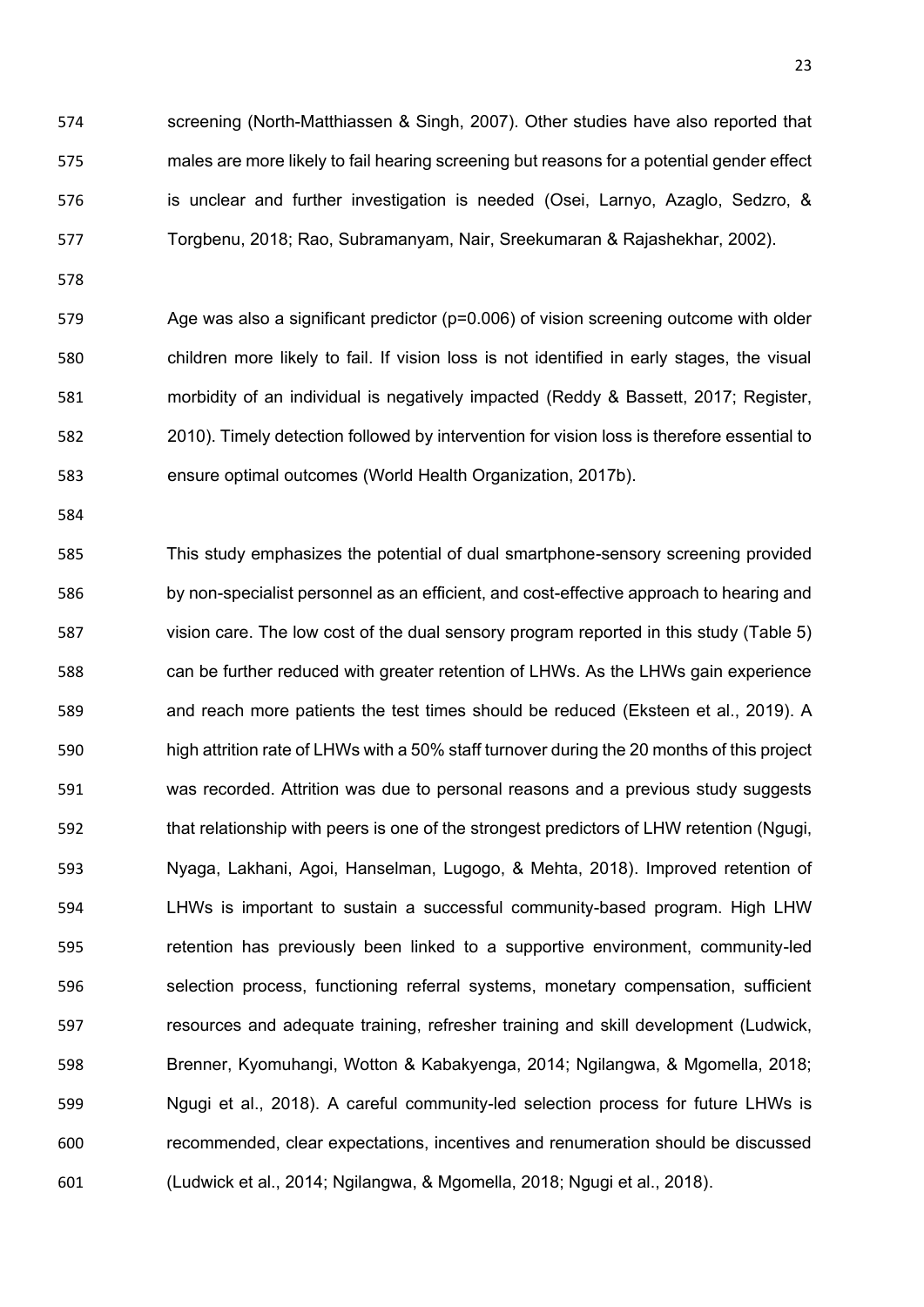screening (North-Matthiassen & Singh, 2007). Other studies have also reported that males are more likely to fail hearing screening but reasons for a potential gender effect is unclear and further investigation is needed (Osei, Larnyo, Azaglo, Sedzro, & Torgbenu, 2018; Rao, Subramanyam, Nair, Sreekumaran & Rajashekhar, 2002).

Age was also a significant predictor ($p=0.006$) of vision screening outcome with older children more likely to fail. If vision loss is not identified in early stages, the visual morbidity of an individual is negatively impacted (Reddy & Bassett, 2017; Register, 2010). Timely detection followed by intervention for vision loss is therefore essential to ensure optimal outcomes (World Health Organization, 2017b).

This study emphasizes the potential of dual smartphone-sensory screening provided by non-specialist personnel as an efficient, and cost-effective approach to hearing and vision care. The low cost of the dual sensory program reported in this study (Table 5) can be further reduced with greater retention of LHWs. As the LHWs gain experience and reach more patients the test times should be reduced (Eksteen et al., 2019). A high attrition rate of LHWs with a 50% staff turnover during the 20 months of this project was recorded. Attrition was due to personal reasons and a previous study suggests that relationship with peers is one of the strongest predictors of LHW retention (Ngugi, Nyaga, Lakhani, Agoi, Hanselman, Lugogo, & Mehta, 2018). Improved retention of LHWs is important to sustain a successful community-based program. High LHW retention has previously been linked to a supportive environment, community-led selection process, functioning referral systems, monetary compensation, sufficient resources and adequate training, refresher training and skill development (Ludwick, Brenner, Kyomuhangi, Wotton & Kabakyenga, 2014; Ngilangwa, & Mgomella, 2018; Ngugi et al., 2018). A careful community-led selection process for future LHWs is recommended, clear expectations, incentives and renumeration should be discussed (Ludwick et al., 2014; Ngilangwa, & Mgomella, 2018; Ngugi et al., 2018).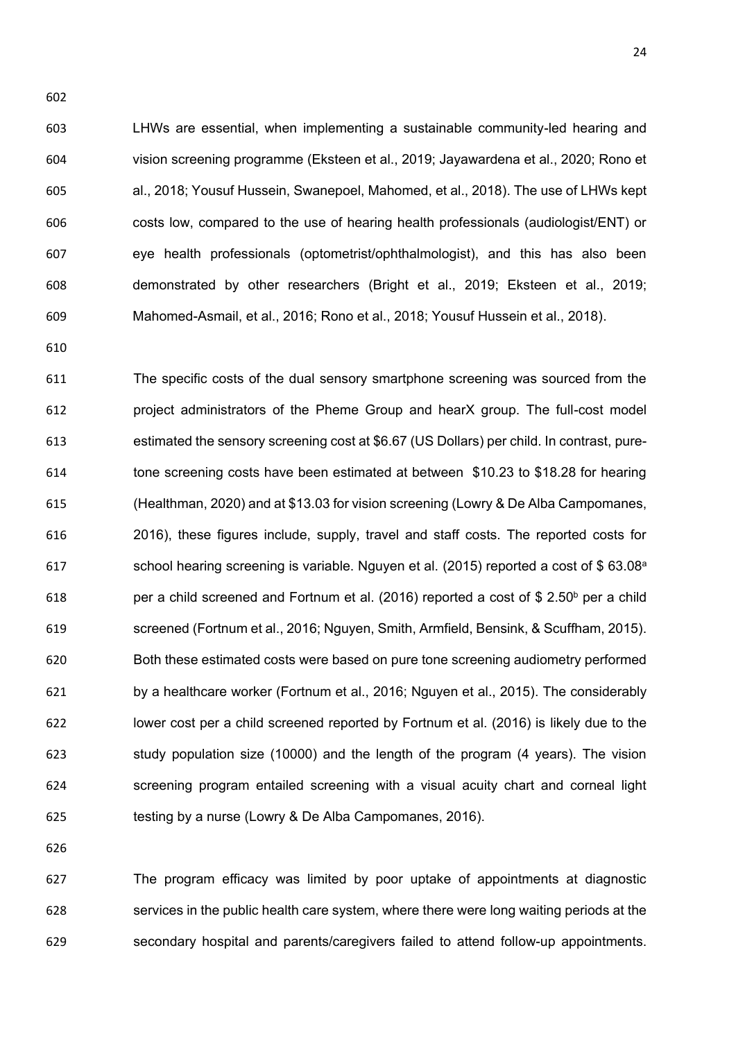LHWs are essential, when implementing a sustainable community-led hearing and vision screening programme (Eksteen et al., 2019; Jayawardena et al., 2020; Rono et al., 2018; Yousuf Hussein, Swanepoel, Mahomed, et al., 2018). The use of LHWs kept costs low, compared to the use of hearing health professionals (audiologist/ENT) or eye health professionals (optometrist/ophthalmologist), and this has also been demonstrated by other researchers (Bright et al., 2019; Eksteen et al., 2019; Mahomed-Asmail, et al., 2016; Rono et al., 2018; Yousuf Hussein et al., 2018).

The specific costs of the dual sensory smartphone screening was sourced from the project administrators of the Pheme Group and hearX group. The full-cost model estimated the sensory screening cost at $6.67 (US Dollars) per child. In contrast, pure-tone screening costs have been estimated at between $10.23 to $18.28 for hearing (Healthman, 2020) and at $13.03 for vision screening (Lowry & De Alba Campomanes, 2016), these figures include, supply, travel and staff costs. The reported costs for school hearing screening is variable. Nguyen et al. (2015) reported a cost of $ 63.08[a] per a child screened and Fortnum et al. (2016) reported a cost of $ 2.50[b] per a child screened (Fortnum et al., 2016; Nguyen, Smith, Armfield, Bensink, & Scuffham, 2015). Both these estimated costs were based on pure tone screening audiometry performed by a healthcare worker (Fortnum et al., 2016; Nguyen et al., 2015). The considerably lower cost per a child screened reported by Fortnum et al. (2016) is likely due to the study population size (10000) and the length of the program (4 years). The vision screening program entailed screening with a visual acuity chart and corneal light testing by a nurse (Lowry & De Alba Campomanes, 2016).

The program efficacy was limited by poor uptake of appointments at diagnostic services in the public health care system, where there were long waiting periods at the secondary hospital and parents/caregivers failed to attend follow-up appointments.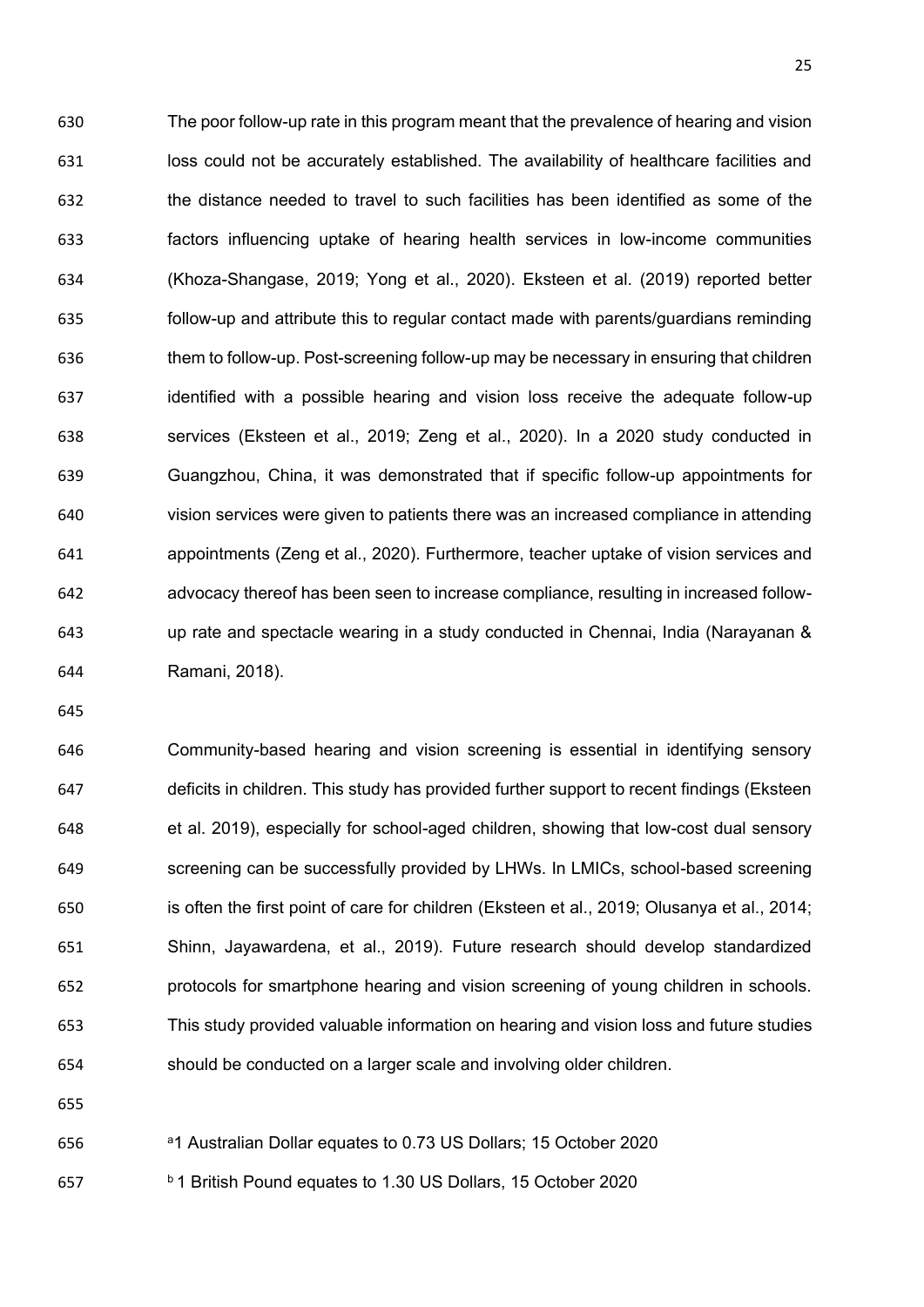The poor follow-up rate in this program meant that the prevalence of hearing and vision loss could not be accurately established. The availability of healthcare facilities and the distance needed to travel to such facilities has been identified as some of the factors influencing uptake of hearing health services in low-income communities (Khoza-Shangase, 2019; Yong et al., 2020). Eksteen et al. (2019) reported better follow-up and attribute this to regular contact made with parents/guardians reminding them to follow-up. Post-screening follow-up may be necessary in ensuring that children identified with a possible hearing and vision loss receive the adequate follow-up services (Eksteen et al., 2019; Zeng et al., 2020). In a 2020 study conducted in Guangzhou, China, it was demonstrated that if specific follow-up appointments for vision services were given to patients there was an increased compliance in attending appointments (Zeng et al., 2020). Furthermore, teacher uptake of vision services and advocacy thereof has been seen to increase compliance, resulting in increased follow-up rate and spectacle wearing in a study conducted in Chennai, India (Narayanan & Ramani, 2018).

Community-based hearing and vision screening is essential in identifying sensory deficits in children. This study has provided further support to recent findings (Eksteen et al. 2019), especially for school-aged children, showing that low-cost dual sensory screening can be successfully provided by LHWs. In LMICs, school-based screening is often the first point of care for children (Eksteen et al., 2019; Olusanya et al., 2014; Shinn, Jayawardena, et al., 2019). Future research should develop standardized protocols for smartphone hearing and vision screening of young children in schools. This study provided valuable information on hearing and vision loss and future studies should be conducted on a larger scale and involving older children.

[a]1 Australian Dollar equates to 0.73 US Dollars; 15 October 2020

[b] 1 British Pound equates to 1.30 US Dollars, 15 October 2020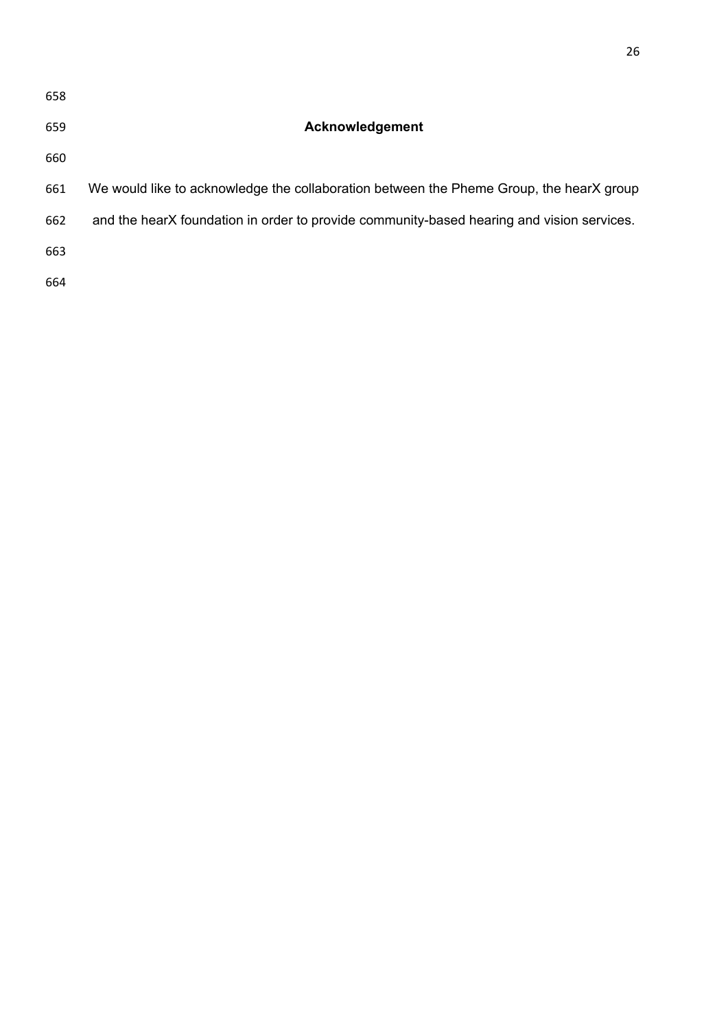## Acknowledgement

We would like to acknowledge the collaboration between the Pheme Group, the hearX group and the hearX foundation in order to provide community-based hearing and vision services.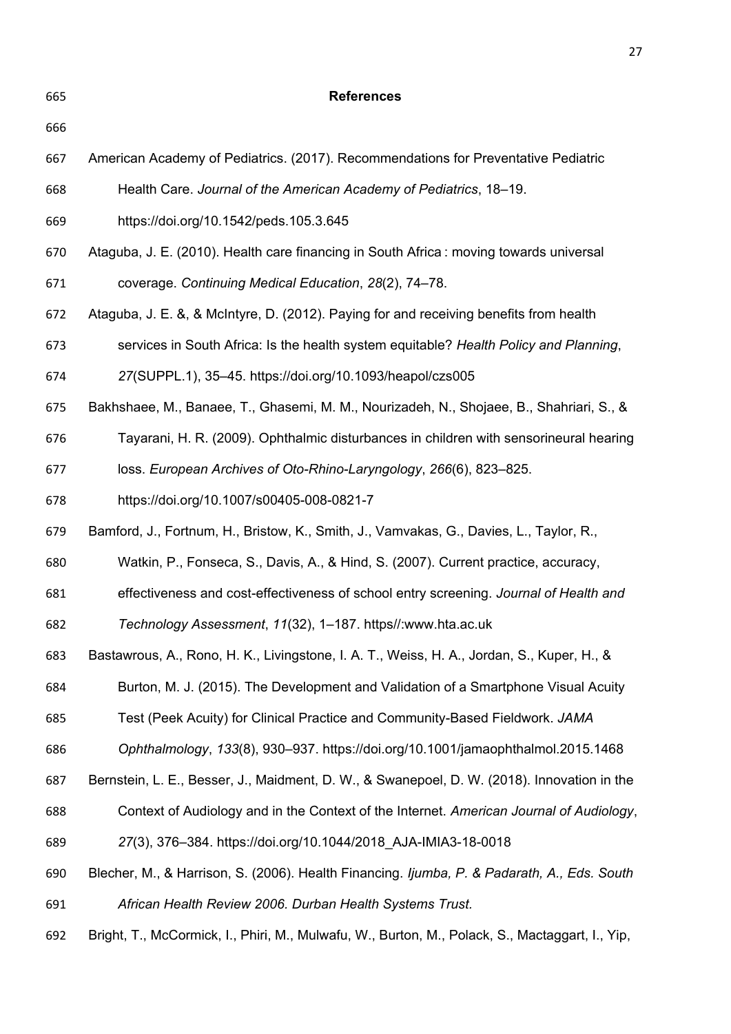# References

American Academy of Pediatrics. (2017). Recommendations for Preventative Pediatric Health Care. *Journal of the American Academy of Pediatrics*, 18–19. https://doi.org/10.1542/peds.105.3.645

Ataguba, J. E. (2010). Health care financing in South Africa : moving towards universal coverage. *Continuing Medical Education*, *28*(2), 74–78.

Ataguba, J. E. &, & McIntyre, D. (2012). Paying for and receiving benefits from health services in South Africa: Is the health system equitable? *Health Policy and Planning*, *27*(SUPPL.1), 35–45. https://doi.org/10.1093/heapol/czs005

Bakhshaee, M., Banaee, T., Ghasemi, M. M., Nourizadeh, N., Shojaee, B., Shahriari, S., & Tayarani, H. R. (2009). Ophthalmic disturbances in children with sensorineural hearing loss. *European Archives of Oto-Rhino-Laryngology*, *266*(6), 823–825. https://doi.org/10.1007/s00405-008-0821-7

Bamford, J., Fortnum, H., Bristow, K., Smith, J., Vamvakas, G., Davies, L., Taylor, R., Watkin, P., Fonseca, S., Davis, A., & Hind, S. (2007). Current practice, accuracy, effectiveness and cost-effectiveness of school entry screening. *Journal of Health and Technology Assessment*, *11*(32), 1–187. https//:www.hta.ac.uk

Bastawrous, A., Rono, H. K., Livingstone, I. A. T., Weiss, H. A., Jordan, S., Kuper, H., & Burton, M. J. (2015). The Development and Validation of a Smartphone Visual Acuity Test (Peek Acuity) for Clinical Practice and Community-Based Fieldwork. *JAMA Ophthalmology*, *133*(8), 930–937. https://doi.org/10.1001/jamaophthalmol.2015.1468

Bernstein, L. E., Besser, J., Maidment, D. W., & Swanepoel, D. W. (2018). Innovation in the Context of Audiology and in the Context of the Internet. *American Journal of Audiology*, *27*(3), 376–384. https://doi.org/10.1044/2018_AJA-IMIA3-18-0018

Blecher, M., & Harrison, S. (2006). Health Financing. *Ijumba, P. & Padarath, A., Eds. South African Health Review 2006. Durban Health Systems Trust.*

Bright, T., McCormick, I., Phiri, M., Mulwafu, W., Burton, M., Polack, S., Mactaggart, I., Yip,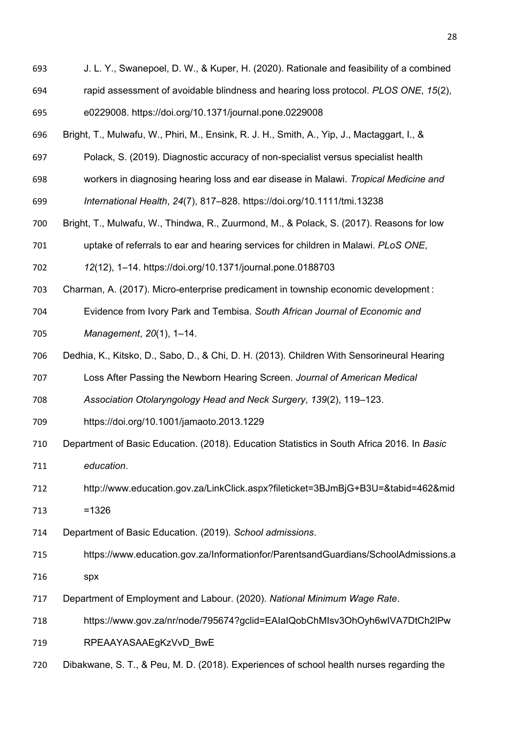J. L. Y., Swanepoel, D. W., & Kuper, H. (2020). Rationale and feasibility of a combined rapid assessment of avoidable blindness and hearing loss protocol. *PLOS ONE*, *15*(2), e0229008. https://doi.org/10.1371/journal.pone.0229008

Bright, T., Mulwafu, W., Phiri, M., Ensink, R. J. H., Smith, A., Yip, J., Mactaggart, I., & Polack, S. (2019). Diagnostic accuracy of non-specialist versus specialist health workers in diagnosing hearing loss and ear disease in Malawi. *Tropical Medicine and International Health*, *24*(7), 817–828. https://doi.org/10.1111/tmi.13238

Bright, T., Mulwafu, W., Thindwa, R., Zuurmond, M., & Polack, S. (2017). Reasons for low uptake of referrals to ear and hearing services for children in Malawi. *PLoS ONE*, *12*(12), 1–14. https://doi.org/10.1371/journal.pone.0188703

Charman, A. (2017). Micro-enterprise predicament in township economic development : Evidence from Ivory Park and Tembisa. *South African Journal of Economic and Management*, *20*(1), 1–14.

Dedhia, K., Kitsko, D., Sabo, D., & Chi, D. H. (2013). Children With Sensorineural Hearing Loss After Passing the Newborn Hearing Screen. *Journal of American Medical Association Otolaryngology Head and Neck Surgery*, *139*(2), 119–123. https://doi.org/10.1001/jamaoto.2013.1229

Department of Basic Education. (2018). Education Statistics in South Africa 2016. In *Basic education*. http://www.education.gov.za/LinkClick.aspx?fileticket=3BJmBjG+B3U=&tabid=462&mid=1326

Department of Basic Education. (2019). *School admissions*. https://www.education.gov.za/Informationfor/ParentsandGuardians/SchoolAdmissions.aspx

Department of Employment and Labour. (2020). *National Minimum Wage Rate*. https://www.gov.za/nr/node/795674?gclid=EAIaIQobChMIsv3OhOyh6wIVA7DtCh2lPwRPEAAYASAAEgKzVvD_BwE

Dibakwane, S. T., & Peu, M. D. (2018). Experiences of school health nurses regarding the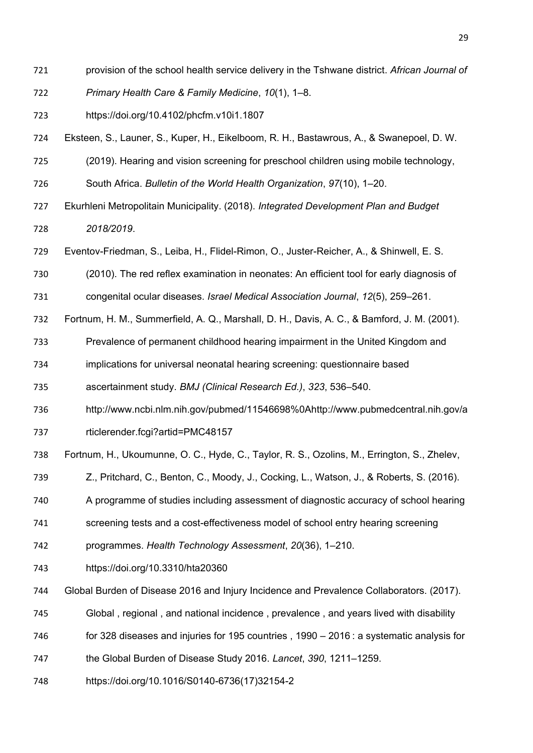provision of the school health service delivery in the Tshwane district. *African Journal of Primary Health Care & Family Medicine*, *10*(1), 1–8. https://doi.org/10.4102/phcfm.v10i1.1807

Eksteen, S., Launer, S., Kuper, H., Eikelboom, R. H., Bastawrous, A., & Swanepoel, D. W. (2019). Hearing and vision screening for preschool children using mobile technology, South Africa. *Bulletin of the World Health Organization*, *97*(10), 1–20.

Ekurhleni Metropolitain Municipality. (2018). *Integrated Development Plan and Budget 2018/2019*.

Eventov-Friedman, S., Leiba, H., Flidel-Rimon, O., Juster-Reicher, A., & Shinwell, E. S. (2010). The red reflex examination in neonates: An efficient tool for early diagnosis of congenital ocular diseases. *Israel Medical Association Journal*, *12*(5), 259–261.

Fortnum, H. M., Summerfield, A. Q., Marshall, D. H., Davis, A. C., & Bamford, J. M. (2001). Prevalence of permanent childhood hearing impairment in the United Kingdom and implications for universal neonatal hearing screening: questionnaire based ascertainment study. *BMJ (Clinical Research Ed.)*, *323*, 536–540. http://www.ncbi.nlm.nih.gov/pubmed/11546698%0Ahttp://www.pubmedcentral.nih.gov/articlerender.fcgi?artid=PMC48157

Fortnum, H., Ukoumunne, O. C., Hyde, C., Taylor, R. S., Ozolins, M., Errington, S., Zhelev, Z., Pritchard, C., Benton, C., Moody, J., Cocking, L., Watson, J., & Roberts, S. (2016). A programme of studies including assessment of diagnostic accuracy of school hearing screening tests and a cost-effectiveness model of school entry hearing screening programmes. *Health Technology Assessment*, *20*(36), 1–210. https://doi.org/10.3310/hta20360

Global Burden of Disease 2016 and Injury Incidence and Prevalence Collaborators. (2017). Global , regional , and national incidence , prevalence , and years lived with disability for 328 diseases and injuries for 195 countries , 1990 – 2016 : a systematic analysis for the Global Burden of Disease Study 2016. *Lancet*, *390*, 1211–1259. https://doi.org/10.1016/S0140-6736(17)32154-2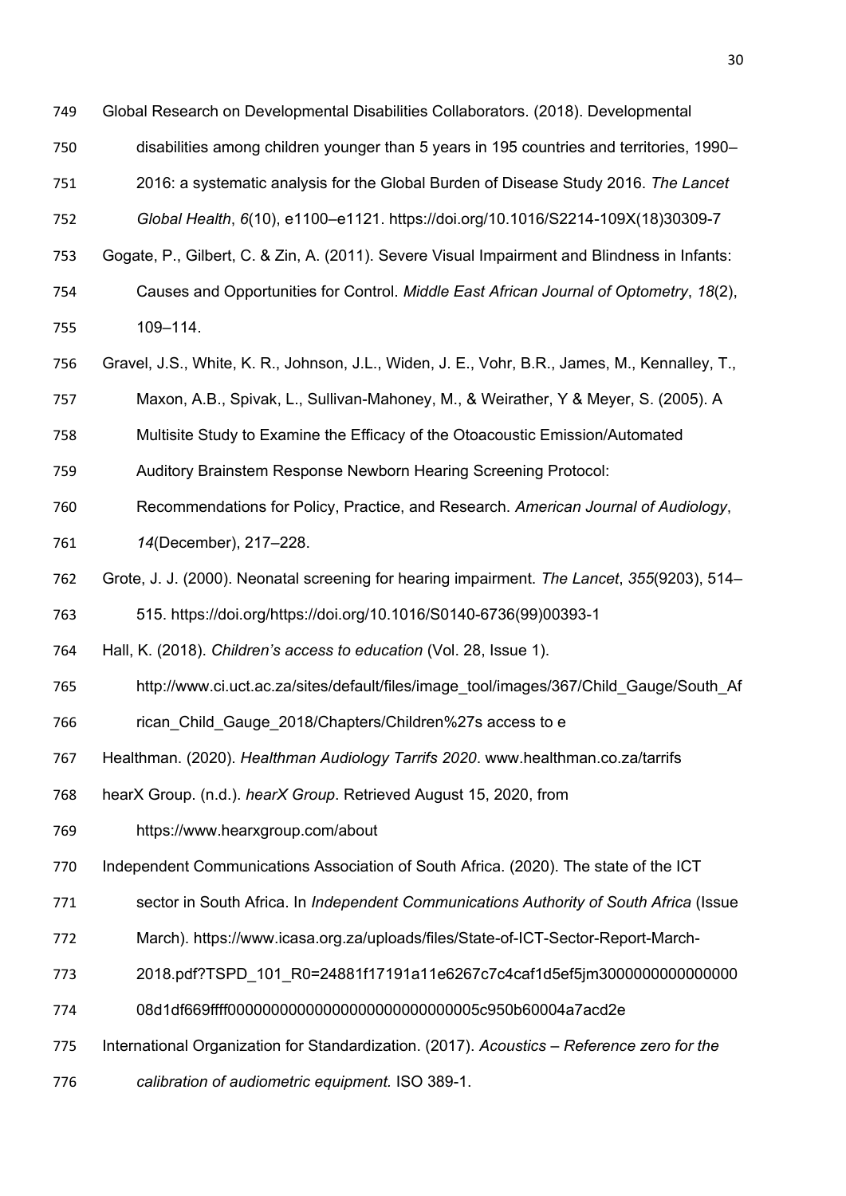Global Research on Developmental Disabilities Collaborators. (2018). Developmental disabilities among children younger than 5 years in 195 countries and territories, 1990–2016: a systematic analysis for the Global Burden of Disease Study 2016. *The Lancet Global Health*, *6*(10), e1100–e1121. https://doi.org/10.1016/S2214-109X(18)30309-7

Gogate, P., Gilbert, C. & Zin, A. (2011). Severe Visual Impairment and Blindness in Infants: Causes and Opportunities for Control. *Middle East African Journal of Optometry*, *18*(2), 109–114.

Gravel, J.S., White, K. R., Johnson, J.L., Widen, J. E., Vohr, B.R., James, M., Kennalley, T., Maxon, A.B., Spivak, L., Sullivan-Mahoney, M., & Weirather, Y & Meyer, S. (2005). A Multisite Study to Examine the Efficacy of the Otoacoustic Emission/Automated Auditory Brainstem Response Newborn Hearing Screening Protocol: Recommendations for Policy, Practice, and Research. *American Journal of Audiology*, *14*(December), 217–228.

Grote, J. J. (2000). Neonatal screening for hearing impairment. *The Lancet*, *355*(9203), 514–515. https://doi.org/https://doi.org/10.1016/S0140-6736(99)00393-1

Hall, K. (2018). *Children's access to education* (Vol. 28, Issue 1). http://www.ci.uct.ac.za/sites/default/files/image_tool/images/367/Child_Gauge/South_African_Child_Gauge_2018/Chapters/Children%27s access to e

Healthman. (2020). *Healthman Audiology Tarrifs 2020*. www.healthman.co.za/tarrifs

hearX Group. (n.d.). *hearX Group*. Retrieved August 15, 2020, from https://www.hearxgroup.com/about

Independent Communications Association of South Africa. (2020). The state of the ICT sector in South Africa. In *Independent Communications Authority of South Africa* (Issue March). https://www.icasa.org.za/uploads/files/State-of-ICT-Sector-Report-March-2018.pdf?TSPD_101_R0=24881f17191a11e6267c7c4caf1d5ef5jm300000000000000008d1df669ffff00000000000000000000000000005c950b60004a7acd2e

International Organization for Standardization. (2017). *Acoustics – Reference zero for the calibration of audiometric equipment.* ISO 389-1.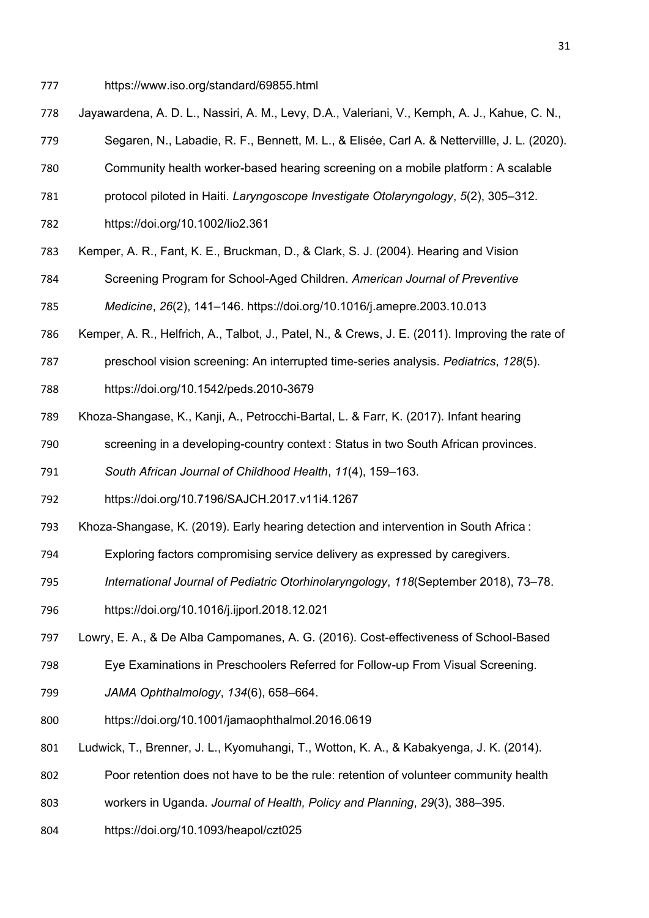https://www.iso.org/standard/69855.html

Jayawardena, A. D. L., Nassiri, A. M., Levy, D.A., Valeriani, V., Kemph, A. J., Kahue, C. N., Segaren, N., Labadie, R. F., Bennett, M. L., & Elisée, Carl A. & Nettervillle, J. L. (2020). Community health worker-based hearing screening on a mobile platform : A scalable protocol piloted in Haiti. *Laryngoscope Investigate Otolaryngology*, *5*(2), 305–312. https://doi.org/10.1002/lio2.361

Kemper, A. R., Fant, K. E., Bruckman, D., & Clark, S. J. (2004). Hearing and Vision Screening Program for School-Aged Children. *American Journal of Preventive Medicine*, *26*(2), 141–146. https://doi.org/10.1016/j.amepre.2003.10.013

Kemper, A. R., Helfrich, A., Talbot, J., Patel, N., & Crews, J. E. (2011). Improving the rate of preschool vision screening: An interrupted time-series analysis. *Pediatrics*, *128*(5). https://doi.org/10.1542/peds.2010-3679

Khoza-Shangase, K., Kanji, A., Petrocchi-Bartal, L. & Farr, K. (2017). Infant hearing screening in a developing-country context : Status in two South African provinces. *South African Journal of Childhood Health*, *11*(4), 159–163. https://doi.org/10.7196/SAJCH.2017.v11i4.1267

Khoza-Shangase, K. (2019). Early hearing detection and intervention in South Africa : Exploring factors compromising service delivery as expressed by caregivers. *International Journal of Pediatric Otorhinolaryngology*, *118*(September 2018), 73–78. https://doi.org/10.1016/j.ijporl.2018.12.021

Lowry, E. A., & De Alba Campomanes, A. G. (2016). Cost-effectiveness of School-Based Eye Examinations in Preschoolers Referred for Follow-up From Visual Screening. *JAMA Ophthalmology*, *134*(6), 658–664. https://doi.org/10.1001/jamaophthalmol.2016.0619

Ludwick, T., Brenner, J. L., Kyomuhangi, T., Wotton, K. A., & Kabakyenga, J. K. (2014). Poor retention does not have to be the rule: retention of volunteer community health workers in Uganda. *Journal of Health, Policy and Planning*, *29*(3), 388–395. https://doi.org/10.1093/heapol/czt025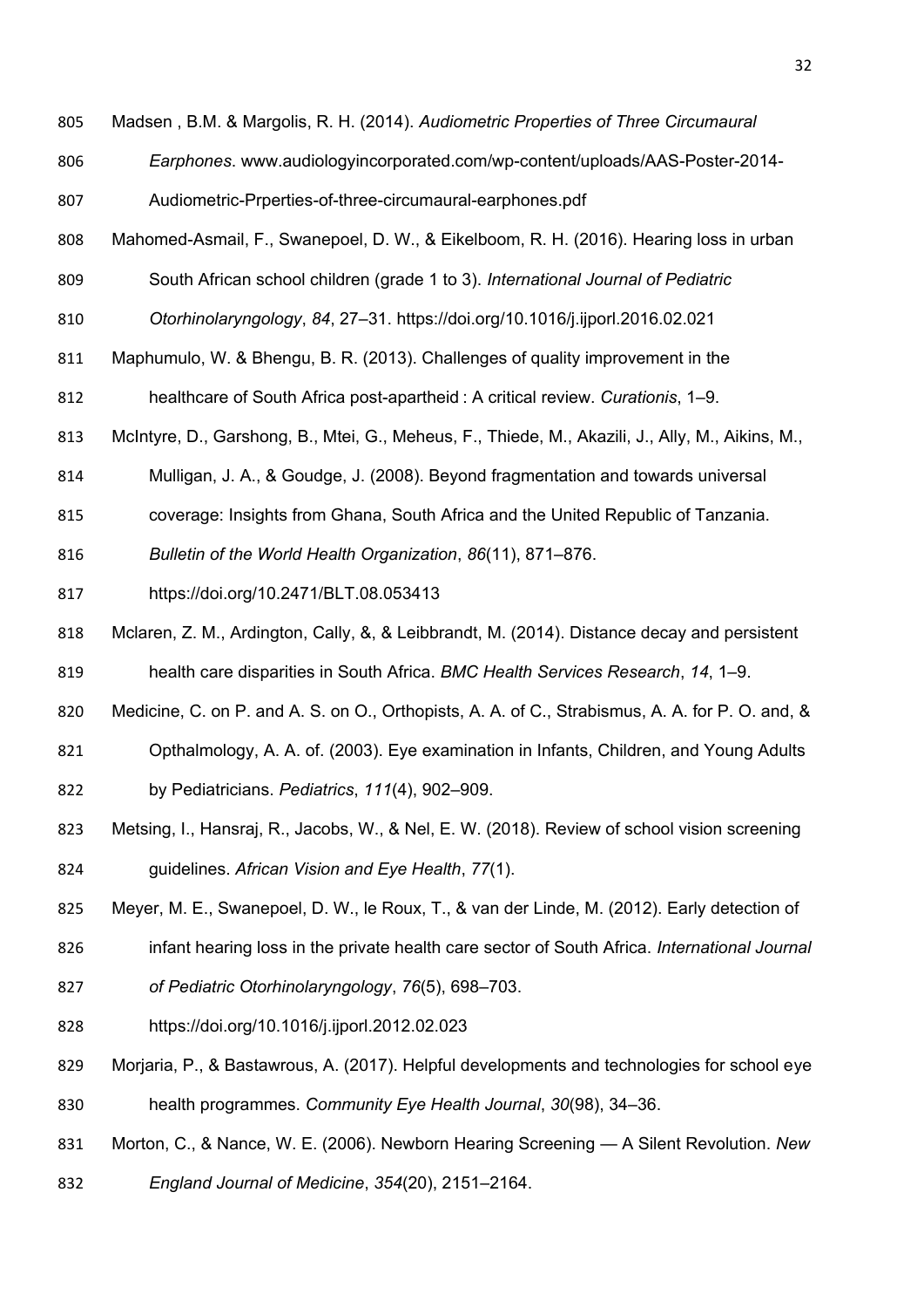Madsen , B.M. & Margolis, R. H. (2014). *Audiometric Properties of Three Circumaural Earphones*. www.audiologyincorporated.com/wp-content/uploads/AAS-Poster-2014-Audiometric-Prperties-of-three-circumaural-earphones.pdf

Mahomed-Asmail, F., Swanepoel, D. W., & Eikelboom, R. H. (2016). Hearing loss in urban South African school children (grade 1 to 3). *International Journal of Pediatric Otorhinolaryngology*, *84*, 27–31. https://doi.org/10.1016/j.ijporl.2016.02.021

Maphumulo, W. & Bhengu, B. R. (2013). Challenges of quality improvement in the healthcare of South Africa post-apartheid : A critical review. *Curationis*, 1–9.

McIntyre, D., Garshong, B., Mtei, G., Meheus, F., Thiede, M., Akazili, J., Ally, M., Aikins, M., Mulligan, J. A., & Goudge, J. (2008). Beyond fragmentation and towards universal coverage: Insights from Ghana, South Africa and the United Republic of Tanzania. *Bulletin of the World Health Organization*, *86*(11), 871–876. https://doi.org/10.2471/BLT.08.053413

Mclaren, Z. M., Ardington, Cally, &, & Leibbrandt, M. (2014). Distance decay and persistent health care disparities in South Africa. *BMC Health Services Research*, *14*, 1–9.

Medicine, C. on P. and A. S. on O., Orthopists, A. A. of C., Strabismus, A. A. for P. O. and, & Opthalmology, A. A. of. (2003). Eye examination in Infants, Children, and Young Adults by Pediatricians. *Pediatrics*, *111*(4), 902–909.

Metsing, I., Hansraj, R., Jacobs, W., & Nel, E. W. (2018). Review of school vision screening guidelines. *African Vision and Eye Health*, *77*(1).

Meyer, M. E., Swanepoel, D. W., le Roux, T., & van der Linde, M. (2012). Early detection of infant hearing loss in the private health care sector of South Africa. *International Journal of Pediatric Otorhinolaryngology*, *76*(5), 698–703. https://doi.org/10.1016/j.ijporl.2012.02.023

Morjaria, P., & Bastawrous, A. (2017). Helpful developments and technologies for school eye health programmes. *Community Eye Health Journal*, *30*(98), 34–36.

Morton, C., & Nance, W. E. (2006). Newborn Hearing Screening — A Silent Revolution. *New England Journal of Medicine*, *354*(20), 2151–2164.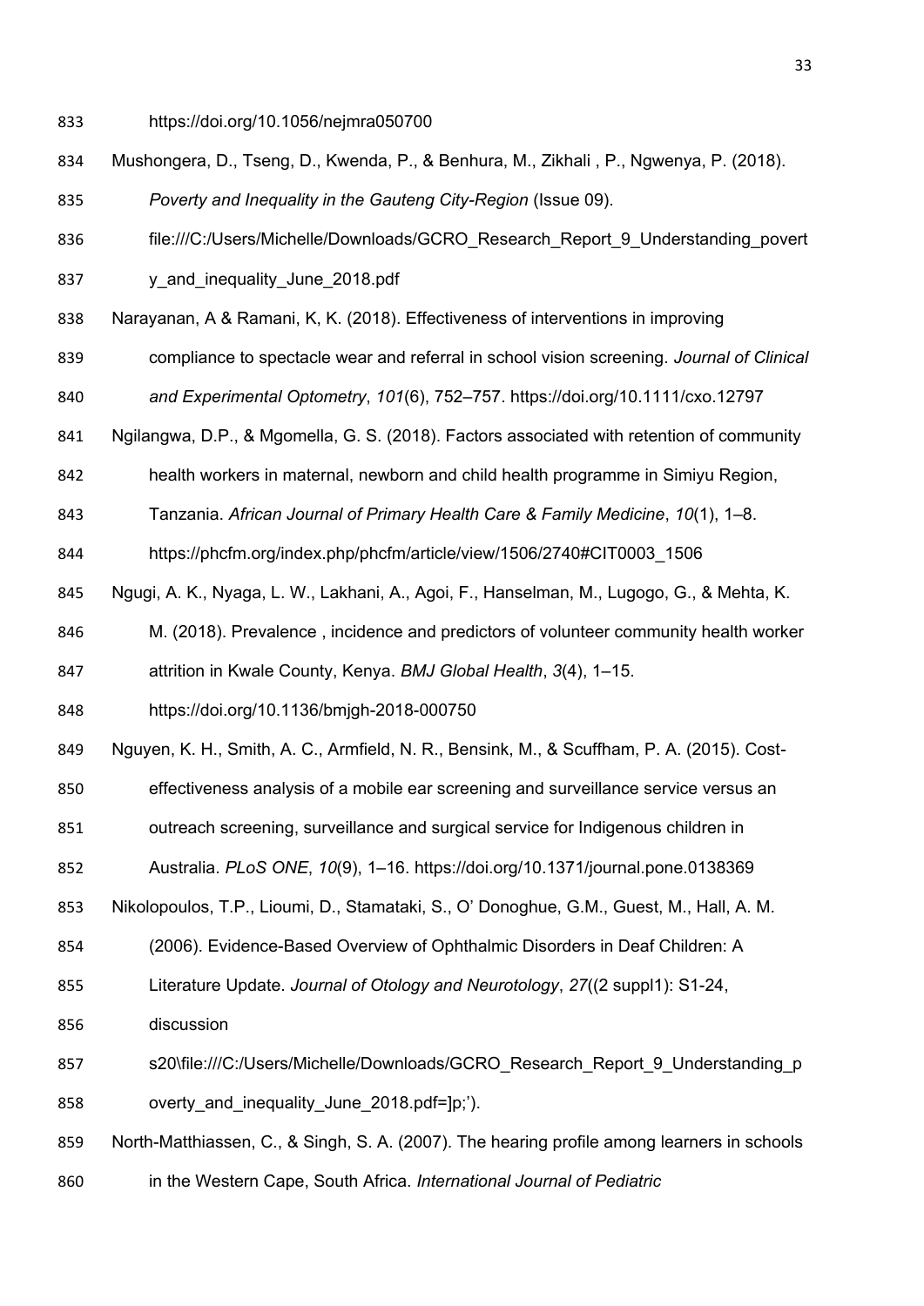https://doi.org/10.1056/nejmra050700

Mushongera, D., Tseng, D., Kwenda, P., & Benhura, M., Zikhali , P., Ngwenya, P. (2018). *Poverty and Inequality in the Gauteng City-Region* (Issue 09). file:///C:/Users/Michelle/Downloads/GCRO_Research_Report_9_Understanding_poverty_and_inequality_June_2018.pdf

Narayanan, A & Ramani, K, K. (2018). Effectiveness of interventions in improving compliance to spectacle wear and referral in school vision screening. *Journal of Clinical and Experimental Optometry*, *101*(6), 752–757. https://doi.org/10.1111/cxo.12797

Ngilangwa, D.P., & Mgomella, G. S. (2018). Factors associated with retention of community health workers in maternal, newborn and child health programme in Simiyu Region, Tanzania. *African Journal of Primary Health Care & Family Medicine*, *10*(1), 1–8. https://phcfm.org/index.php/phcfm/article/view/1506/2740#CIT0003_1506

Ngugi, A. K., Nyaga, L. W., Lakhani, A., Agoi, F., Hanselman, M., Lugogo, G., & Mehta, K. M. (2018). Prevalence , incidence and predictors of volunteer community health worker attrition in Kwale County, Kenya. *BMJ Global Health*, *3*(4), 1–15. https://doi.org/10.1136/bmjgh-2018-000750

Nguyen, K. H., Smith, A. C., Armfield, N. R., Bensink, M., & Scuffham, P. A. (2015). Cost-effectiveness analysis of a mobile ear screening and surveillance service versus an outreach screening, surveillance and surgical service for Indigenous children in Australia. *PLoS ONE*, *10*(9), 1–16. https://doi.org/10.1371/journal.pone.0138369

Nikolopoulos, T.P., Lioumi, D., Stamataki, S., O' Donoghue, G.M., Guest, M., Hall, A. M. (2006). Evidence-Based Overview of Ophthalmic Disorders in Deaf Children: A Literature Update. *Journal of Otology and Neurotology*, *27*((2 suppl1): S1-24, discussion s20\file:///C:/Users/Michelle/Downloads/GCRO_Research_Report_9_Understanding_poverty_and_inequality_June_2018.pdf=]p;').

North-Matthiassen, C., & Singh, S. A. (2007). The hearing profile among learners in schools in the Western Cape, South Africa. *International Journal of Pediatric*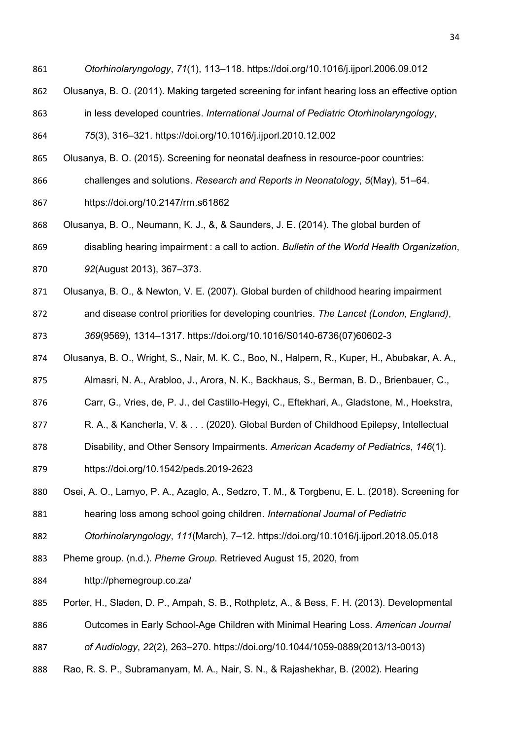*Otorhinolaryngology*, *71*(1), 113–118. https://doi.org/10.1016/j.ijporl.2006.09.012

Olusanya, B. O. (2011). Making targeted screening for infant hearing loss an effective option in less developed countries. *International Journal of Pediatric Otorhinolaryngology*, *75*(3), 316–321. https://doi.org/10.1016/j.ijporl.2010.12.002

Olusanya, B. O. (2015). Screening for neonatal deafness in resource-poor countries: challenges and solutions. *Research and Reports in Neonatology*, *5*(May), 51–64. https://doi.org/10.2147/rrn.s61862

Olusanya, B. O., Neumann, K. J., &, & Saunders, J. E. (2014). The global burden of disabling hearing impairment : a call to action. *Bulletin of the World Health Organization*, *92*(August 2013), 367–373.

Olusanya, B. O., & Newton, V. E. (2007). Global burden of childhood hearing impairment and disease control priorities for developing countries. *The Lancet (London, England)*, *369*(9569), 1314–1317. https://doi.org/10.1016/S0140-6736(07)60602-3

Olusanya, B. O., Wright, S., Nair, M. K. C., Boo, N., Halpern, R., Kuper, H., Abubakar, A. A., Almasri, N. A., Arabloo, J., Arora, N. K., Backhaus, S., Berman, B. D., Brienbauer, C., Carr, G., Vries, de, P. J., del Castillo-Hegyi, C., Eftekhari, A., Gladstone, M., Hoekstra, R. A., & Kancherla, V. & . . . (2020). Global Burden of Childhood Epilepsy, Intellectual Disability, and Other Sensory Impairments. *American Academy of Pediatrics*, *146*(1). https://doi.org/10.1542/peds.2019-2623

Osei, A. O., Larnyo, P. A., Azaglo, A., Sedzro, T. M., & Torgbenu, E. L. (2018). Screening for hearing loss among school going children. *International Journal of Pediatric Otorhinolaryngology*, *111*(March), 7–12. https://doi.org/10.1016/j.ijporl.2018.05.018

Pheme group. (n.d.). *Pheme Group.* Retrieved August 15, 2020, from http://phemegroup.co.za/

Porter, H., Sladen, D. P., Ampah, S. B., Rothpletz, A., & Bess, F. H. (2013). Developmental Outcomes in Early School-Age Children with Minimal Hearing Loss. *American Journal of Audiology*, *22*(2), 263–270. https://doi.org/10.1044/1059-0889(2013/13-0013)

Rao, R. S. P., Subramanyam, M. A., Nair, S. N., & Rajashekhar, B. (2002). Hearing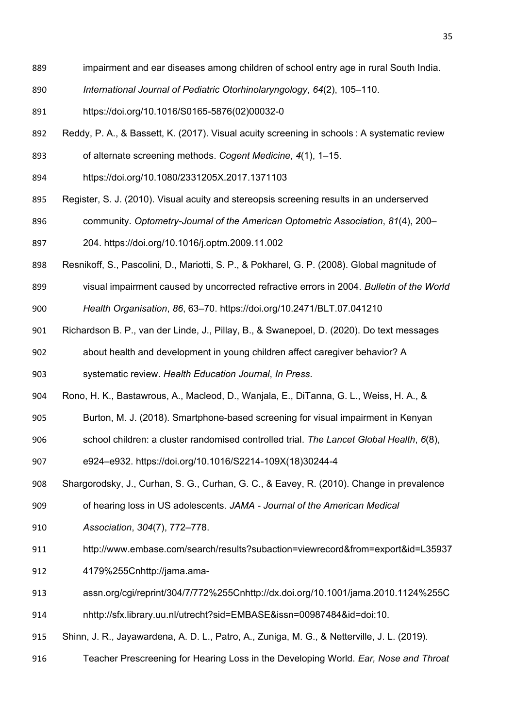impairment and ear diseases among children of school entry age in rural South India. *International Journal of Pediatric Otorhinolaryngology*, *64*(2), 105–110. https://doi.org/10.1016/S0165-5876(02)00032-0

Reddy, P. A., & Bassett, K. (2017). Visual acuity screening in schools : A systematic review of alternate screening methods. *Cogent Medicine*, *4*(1), 1–15. https://doi.org/10.1080/2331205X.2017.1371103

Register, S. J. (2010). Visual acuity and stereopsis screening results in an underserved community. *Optometry-Journal of the American Optometric Association*, *81*(4), 200–204. https://doi.org/10.1016/j.optm.2009.11.002

Resnikoff, S., Pascolini, D., Mariotti, S. P., & Pokharel, G. P. (2008). Global magnitude of visual impairment caused by uncorrected refractive errors in 2004. *Bulletin of the World Health Organisation*, *86*, 63–70. https://doi.org/10.2471/BLT.07.041210

Richardson B. P., van der Linde, J., Pillay, B., & Swanepoel, D. (2020). Do text messages about health and development in young children affect caregiver behavior? A systematic review. *Health Education Journal*, *In Press*.

Rono, H. K., Bastawrous, A., Macleod, D., Wanjala, E., DiTanna, G. L., Weiss, H. A., & Burton, M. J. (2018). Smartphone-based screening for visual impairment in Kenyan school children: a cluster randomised controlled trial. *The Lancet Global Health*, *6*(8), e924–e932. https://doi.org/10.1016/S2214-109X(18)30244-4

Shargorodsky, J., Curhan, S. G., Curhan, G. C., & Eavey, R. (2010). Change in prevalence of hearing loss in US adolescents. *JAMA - Journal of the American Medical Association*, *304*(7), 772–778. http://www.embase.com/search/results?subaction=viewrecord&from=export&id=L359374179%255Cnhttp://jama.ama-assn.org/cgi/reprint/304/7/772%255Cnhttp://dx.doi.org/10.1001/jama.2010.1124%255Cnhttp://sfx.library.uu.nl/utrecht?sid=EMBASE&issn=00987484&id=doi:10.

Shinn, J. R., Jayawardena, A. D. L., Patro, A., Zuniga, M. G., & Netterville, J. L. (2019). Teacher Prescreening for Hearing Loss in the Developing World. *Ear, Nose and Throat*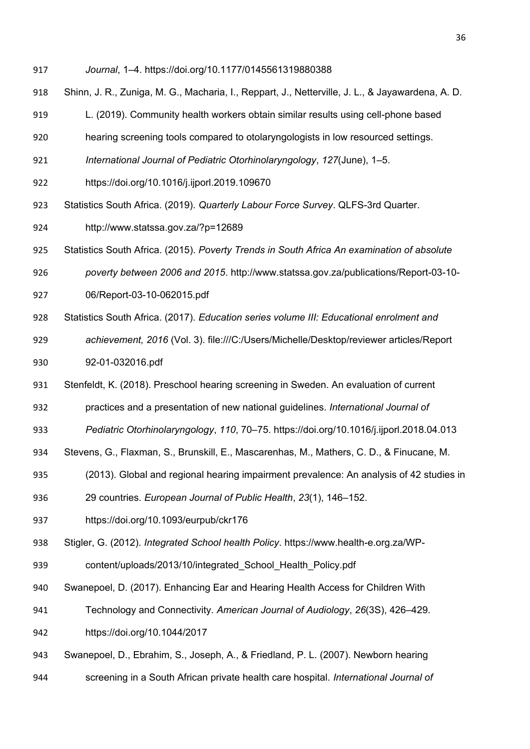*Journal*, 1–4. https://doi.org/10.1177/0145561319880388

Shinn, J. R., Zuniga, M. G., Macharia, I., Reppart, J., Netterville, J. L., & Jayawardena, A. D. L. (2019). Community health workers obtain similar results using cell-phone based hearing screening tools compared to otolaryngologists in low resourced settings. *International Journal of Pediatric Otorhinolaryngology*, *127*(June), 1–5. https://doi.org/10.1016/j.ijporl.2019.109670

Statistics South Africa. (2019). *Quarterly Labour Force Survey*. QLFS-3rd Quarter. http://www.statssa.gov.za/?p=12689

Statistics South Africa. (2015). *Poverty Trends in South Africa An examination of absolute poverty between 2006 and 2015*. http://www.statssa.gov.za/publications/Report-03-10-06/Report-03-10-062015.pdf

Statistics South Africa. (2017). *Education series volume III: Educational enrolment and achievement, 2016* (Vol. 3). file:///C:/Users/Michelle/Desktop/reviewer articles/Report 92-01-032016.pdf

Stenfeldt, K. (2018). Preschool hearing screening in Sweden. An evaluation of current practices and a presentation of new national guidelines. *International Journal of Pediatric Otorhinolaryngology*, *110*, 70–75. https://doi.org/10.1016/j.ijporl.2018.04.013

Stevens, G., Flaxman, S., Brunskill, E., Mascarenhas, M., Mathers, C. D., & Finucane, M. (2013). Global and regional hearing impairment prevalence: An analysis of 42 studies in 29 countries. *European Journal of Public Health*, *23*(1), 146–152. https://doi.org/10.1093/eurpub/ckr176

Stigler, G. (2012). *Integrated School health Policy*. https://www.health-e.org.za/WP-content/uploads/2013/10/integrated_School_Health_Policy.pdf

Swanepoel, D. (2017). Enhancing Ear and Hearing Health Access for Children With Technology and Connectivity. *American Journal of Audiology*, *26*(3S), 426–429. https://doi.org/10.1044/2017

Swanepoel, D., Ebrahim, S., Joseph, A., & Friedland, P. L. (2007). Newborn hearing screening in a South African private health care hospital. *International Journal of*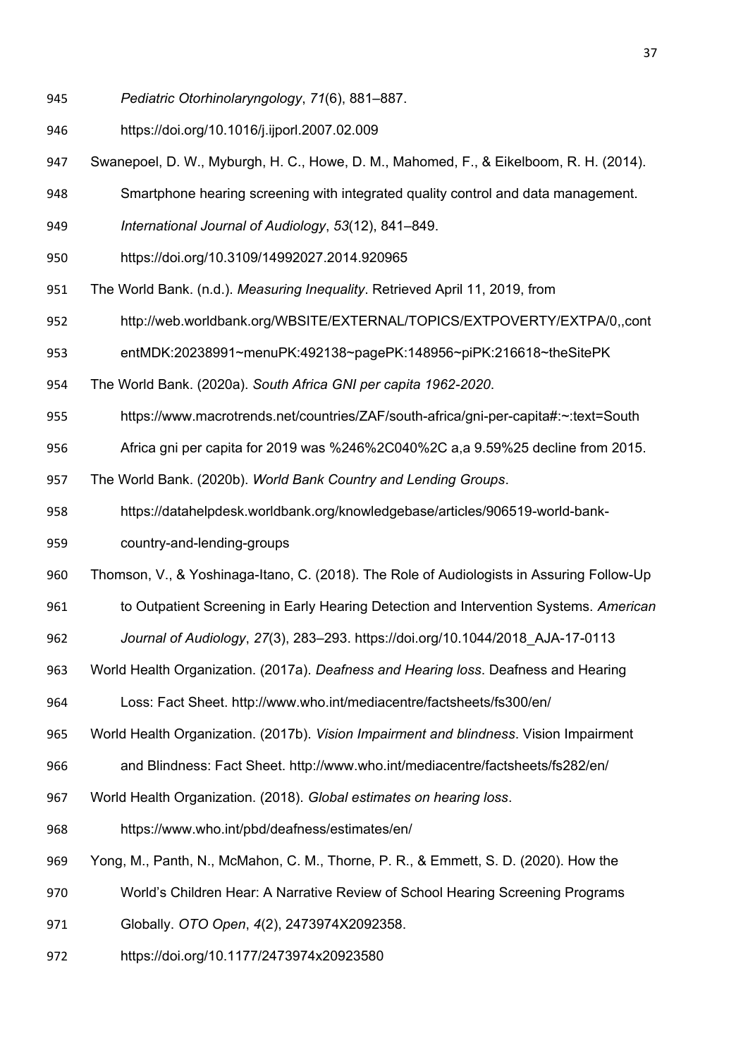*Pediatric Otorhinolaryngology*, *71*(6), 881–887. https://doi.org/10.1016/j.ijporl.2007.02.009

Swanepoel, D. W., Myburgh, H. C., Howe, D. M., Mahomed, F., & Eikelboom, R. H. (2014). Smartphone hearing screening with integrated quality control and data management. *International Journal of Audiology*, *53*(12), 841–849. https://doi.org/10.3109/14992027.2014.920965

The World Bank. (n.d.). *Measuring Inequality*. Retrieved April 11, 2019, from http://web.worldbank.org/WBSITE/EXTERNAL/TOPICS/EXTPOVERTY/EXTPA/0,,contentMDK:20238991~menuPK:492138~pagePK:148956~piPK:216618~theSitePK

The World Bank. (2020a). *South Africa GNI per capita 1962-2020*. https://www.macrotrends.net/countries/ZAF/south-africa/gni-per-capita#:~:text=South Africa gni per capita for 2019 was %246%2C040%2C a,a 9.59%25 decline from 2015.

The World Bank. (2020b). *World Bank Country and Lending Groups*. https://datahelpdesk.worldbank.org/knowledgebase/articles/906519-world-bank-country-and-lending-groups

Thomson, V., & Yoshinaga-Itano, C. (2018). The Role of Audiologists in Assuring Follow-Up to Outpatient Screening in Early Hearing Detection and Intervention Systems. *American Journal of Audiology*, *27*(3), 283–293. https://doi.org/10.1044/2018_AJA-17-0113

World Health Organization. (2017a). *Deafness and Hearing loss*. Deafness and Hearing Loss: Fact Sheet. http://www.who.int/mediacentre/factsheets/fs300/en/

World Health Organization. (2017b). *Vision Impairment and blindness*. Vision Impairment and Blindness: Fact Sheet. http://www.who.int/mediacentre/factsheets/fs282/en/

World Health Organization. (2018). *Global estimates on hearing loss*. https://www.who.int/pbd/deafness/estimates/en/

Yong, M., Panth, N., McMahon, C. M., Thorne, P. R., & Emmett, S. D. (2020). How the World's Children Hear: A Narrative Review of School Hearing Screening Programs Globally. *OTO Open*, *4*(2), 2473974X2092358. https://doi.org/10.1177/2473974x20923580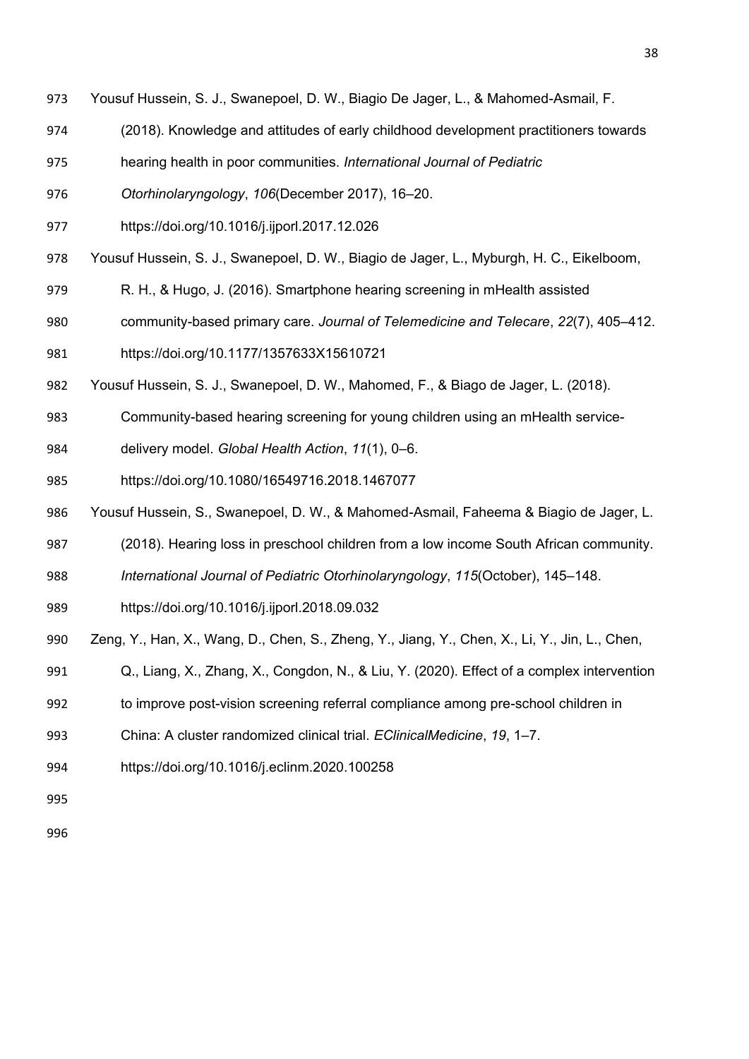Yousuf Hussein, S. J., Swanepoel, D. W., Biagio De Jager, L., & Mahomed-Asmail, F. (2018). Knowledge and attitudes of early childhood development practitioners towards hearing health in poor communities. *International Journal of Pediatric Otorhinolaryngology*, *106*(December 2017), 16–20. https://doi.org/10.1016/j.ijporl.2017.12.026

Yousuf Hussein, S. J., Swanepoel, D. W., Biagio de Jager, L., Myburgh, H. C., Eikelboom, R. H., & Hugo, J. (2016). Smartphone hearing screening in mHealth assisted community-based primary care. *Journal of Telemedicine and Telecare*, *22*(7), 405–412. https://doi.org/10.1177/1357633X15610721

Yousuf Hussein, S. J., Swanepoel, D. W., Mahomed, F., & Biago de Jager, L. (2018). Community-based hearing screening for young children using an mHealth service-delivery model. *Global Health Action*, *11*(1), 0–6. https://doi.org/10.1080/16549716.2018.1467077

Yousuf Hussein, S., Swanepoel, D. W., & Mahomed-Asmail, Faheema & Biagio de Jager, L. (2018). Hearing loss in preschool children from a low income South African community. *International Journal of Pediatric Otorhinolaryngology*, *115*(October), 145–148. https://doi.org/10.1016/j.ijporl.2018.09.032

Zeng, Y., Han, X., Wang, D., Chen, S., Zheng, Y., Jiang, Y., Chen, X., Li, Y., Jin, L., Chen, Q., Liang, X., Zhang, X., Congdon, N., & Liu, Y. (2020). Effect of a complex intervention to improve post-vision screening referral compliance among pre-school children in China: A cluster randomized clinical trial. *EClinicalMedicine*, *19*, 1–7. https://doi.org/10.1016/j.eclinm.2020.100258